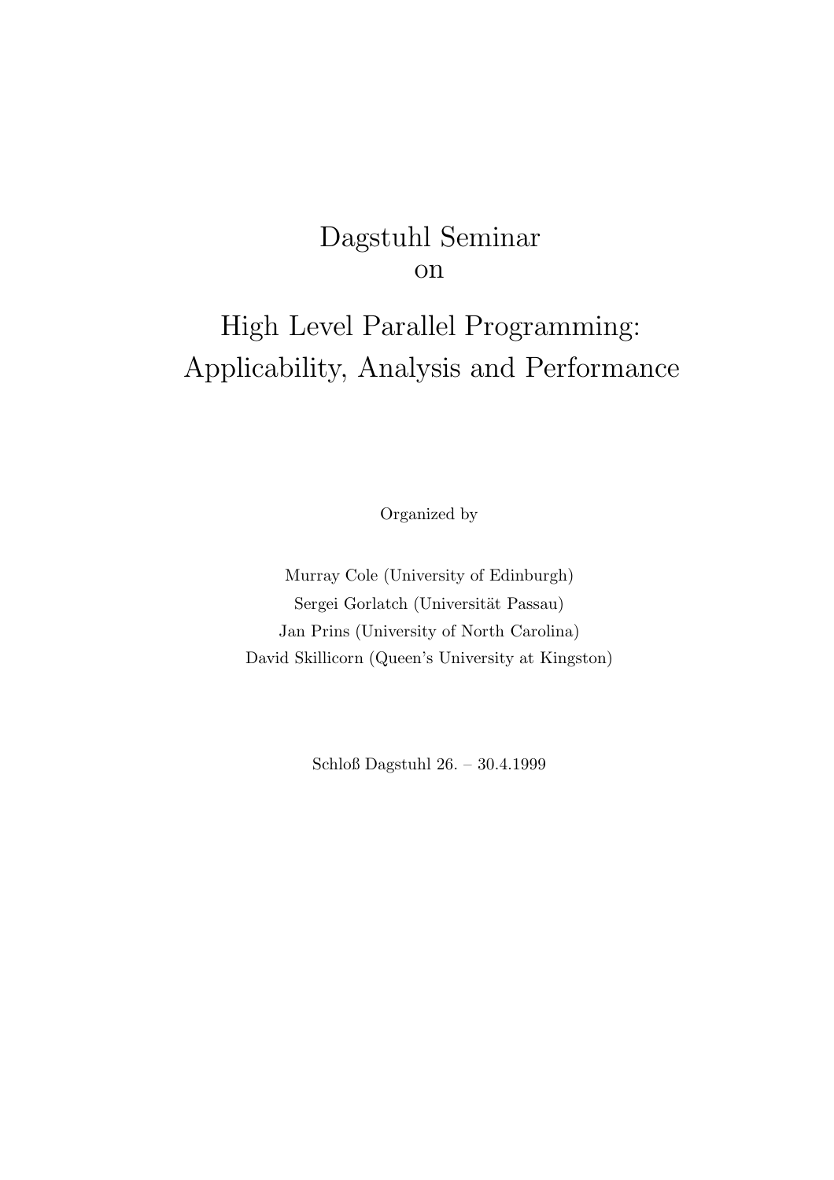# Dagstuhl Seminar
on

# High Level Parallel Programming: Applicability, Analysis and Performance

Organized by

Murray Cole (University of Edinburgh)
Sergei Gorlatch (Universität Passau)
Jan Prins (University of North Carolina)
David Skillicorn (Queen's University at Kingston)

Schloß Dagstuhl 26. – 30.4.1999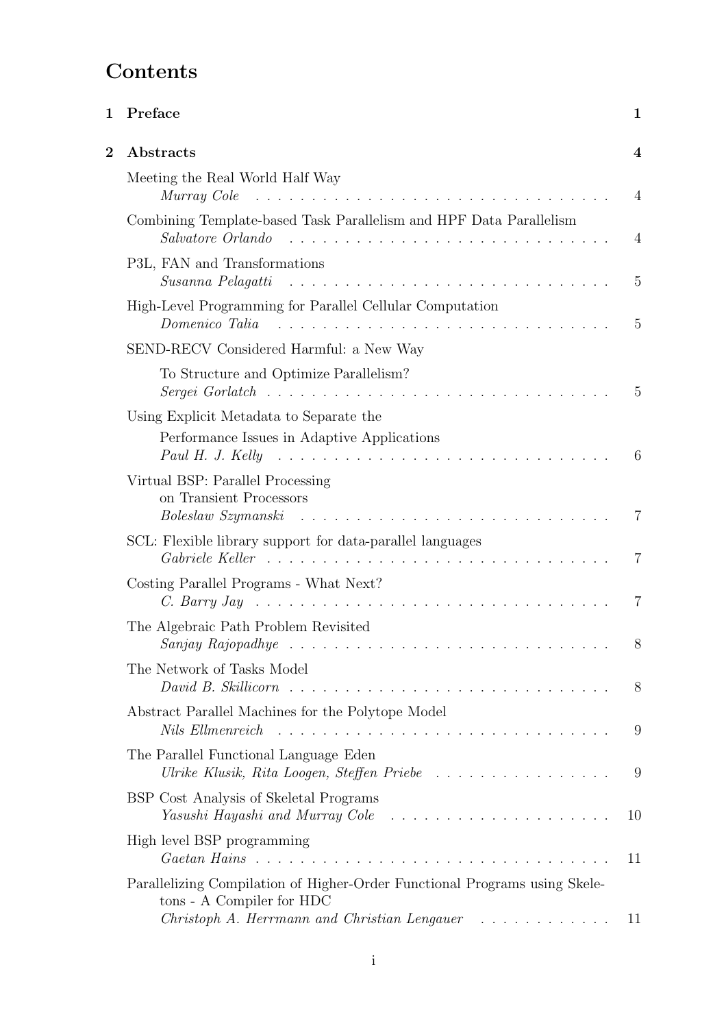# Contents

**1 Preface** **1**

**2 Abstracts** **4**

Meeting the Real World Half Way
*Murray Cole* . . . . . . . . . . . . . . . . . . . . . . . . . . . . . . . . 4

Combining Template-based Task Parallelism and HPF Data Parallelism
*Salvatore Orlando* . . . . . . . . . . . . . . . . . . . . . . . . . . . . . 4

P3L, FAN and Transformations
*Susanna Pelagatti* . . . . . . . . . . . . . . . . . . . . . . . . . . . . . 5

High-Level Programming for Parallel Cellular Computation
*Domenico Talia* . . . . . . . . . . . . . . . . . . . . . . . . . . . . . . 5

SEND-RECV Considered Harmful: a New Way
To Structure and Optimize Parallelism?
*Sergei Gorlatch* . . . . . . . . . . . . . . . . . . . . . . . . . . . . . . 5

Using Explicit Metadata to Separate the
Performance Issues in Adaptive Applications
*Paul H. J. Kelly* . . . . . . . . . . . . . . . . . . . . . . . . . . . . . 6

Virtual BSP: Parallel Processing
on Transient Processors
*Boleslaw Szymanski* . . . . . . . . . . . . . . . . . . . . . . . . . . . . 7

SCL: Flexible library support for data-parallel languages
*Gabriele Keller* . . . . . . . . . . . . . . . . . . . . . . . . . . . . . . 7

Costing Parallel Programs - What Next?
*C. Barry Jay* . . . . . . . . . . . . . . . . . . . . . . . . . . . . . . . 7

The Algebraic Path Problem Revisited
*Sanjay Rajopadhye* . . . . . . . . . . . . . . . . . . . . . . . . . . . . 8

The Network of Tasks Model
*David B. Skillicorn* . . . . . . . . . . . . . . . . . . . . . . . . . . . . 8

Abstract Parallel Machines for the Polytope Model
*Nils Ellmenreich* . . . . . . . . . . . . . . . . . . . . . . . . . . . . . 9

The Parallel Functional Language Eden
*Ulrike Klusik, Rita Loogen, Steffen Priebe* . . . . . . . . . . . . . . . 9

BSP Cost Analysis of Skeletal Programs
*Yasushi Hayashi and Murray Cole* . . . . . . . . . . . . . . . . . . . . 10

High level BSP programming
*Gaetan Hains* . . . . . . . . . . . . . . . . . . . . . . . . . . . . . . . 11

Parallelizing Compilation of Higher-Order Functional Programs using Skeletons - A Compiler for HDC
*Christoph A. Herrmann and Christian Lengauer* . . . . . . . . . . . . 11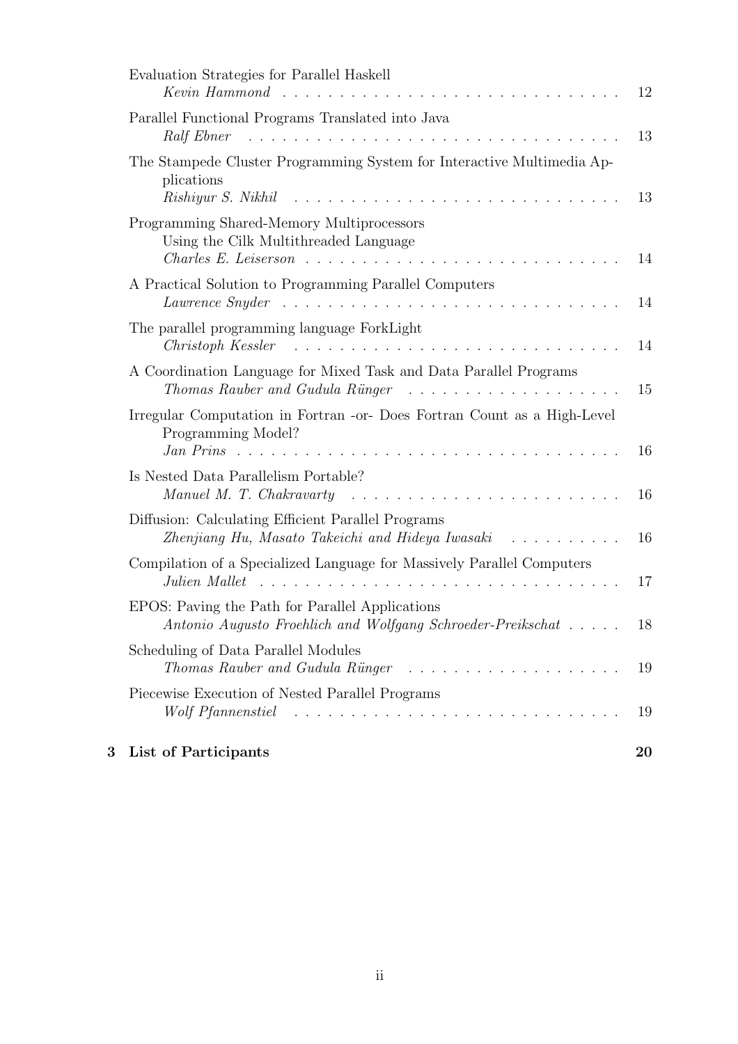Evaluation Strategies for Parallel Haskell
*Kevin Hammond* . . . . . . . . . . . . . . . . . . . . . . . . . . . . . 12

Parallel Functional Programs Translated into Java
*Ralf Ebner* . . . . . . . . . . . . . . . . . . . . . . . . . . . . . . . . 13

The Stampede Cluster Programming System for Interactive Multimedia Applications
*Rishiyur S. Nikhil* . . . . . . . . . . . . . . . . . . . . . . . . . . . 13

Programming Shared-Memory Multiprocessors Using the Cilk Multithreaded Language
*Charles E. Leiserson* . . . . . . . . . . . . . . . . . . . . . . . . . . 14

A Practical Solution to Programming Parallel Computers
*Lawrence Snyder* . . . . . . . . . . . . . . . . . . . . . . . . . . . . 14

The parallel programming language ForkLight
*Christoph Kessler* . . . . . . . . . . . . . . . . . . . . . . . . . . . 14

A Coordination Language for Mixed Task and Data Parallel Programs
*Thomas Rauber and Gudula Rünger* . . . . . . . . . . . . . . . . . . 15

Irregular Computation in Fortran -or- Does Fortran Count as a High-Level Programming Model?
*Jan Prins* . . . . . . . . . . . . . . . . . . . . . . . . . . . . . . . . 16

Is Nested Data Parallelism Portable?
*Manuel M. T. Chakravarty* . . . . . . . . . . . . . . . . . . . . . . . 16

Diffusion: Calculating Efficient Parallel Programs
*Zhenjiang Hu, Masato Takeichi and Hideya Iwasaki* . . . . . . . . . . 16

Compilation of a Specialized Language for Massively Parallel Computers
*Julien Mallet* . . . . . . . . . . . . . . . . . . . . . . . . . . . . . . 17

EPOS: Paving the Path for Parallel Applications
*Antonio Augusto Froehlich and Wolfgang Schroeder-Preikschat* . . . . . 18

Scheduling of Data Parallel Modules
*Thomas Rauber and Gudula Rünger* . . . . . . . . . . . . . . . . . . 19

Piecewise Execution of Nested Parallel Programs
*Wolf Pfannenstiel* . . . . . . . . . . . . . . . . . . . . . . . . . . . 19

**3 List of Participants** **20**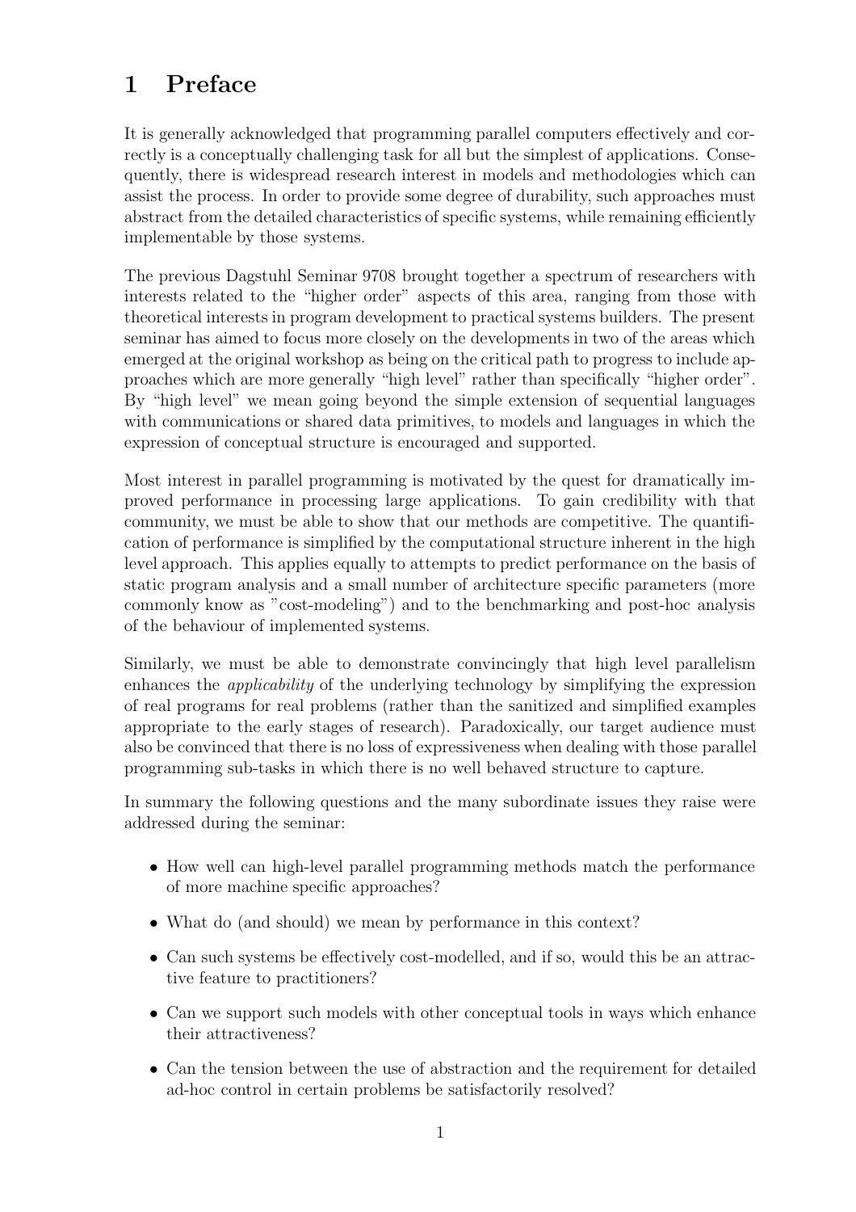# 1 Preface

It is generally acknowledged that programming parallel computers effectively and correctly is a conceptually challenging task for all but the simplest of applications. Consequently, there is widespread research interest in models and methodologies which can assist the process. In order to provide some degree of durability, such approaches must abstract from the detailed characteristics of specific systems, while remaining efficiently implementable by those systems.

The previous Dagstuhl Seminar 9708 brought together a spectrum of researchers with interests related to the "higher order" aspects of this area, ranging from those with theoretical interests in program development to practical systems builders. The present seminar has aimed to focus more closely on the developments in two of the areas which emerged at the original workshop as being on the critical path to progress to include approaches which are more generally "high level" rather than specifically "higher order". By "high level" we mean going beyond the simple extension of sequential languages with communications or shared data primitives, to models and languages in which the expression of conceptual structure is encouraged and supported.

Most interest in parallel programming is motivated by the quest for dramatically improved performance in processing large applications. To gain credibility with that community, we must be able to show that our methods are competitive. The quantification of performance is simplified by the computational structure inherent in the high level approach. This applies equally to attempts to predict performance on the basis of static program analysis and a small number of architecture specific parameters (more commonly know as "cost-modeling") and to the benchmarking and post-hoc analysis of the behaviour of implemented systems.

Similarly, we must be able to demonstrate convincingly that high level parallelism enhances the *applicability* of the underlying technology by simplifying the expression of real programs for real problems (rather than the sanitized and simplified examples appropriate to the early stages of research). Paradoxically, our target audience must also be convinced that there is no loss of expressiveness when dealing with those parallel programming sub-tasks in which there is no well behaved structure to capture.

In summary the following questions and the many subordinate issues they raise were addressed during the seminar:

- How well can high-level parallel programming methods match the performance of more machine specific approaches?
- What do (and should) we mean by performance in this context?
- Can such systems be effectively cost-modelled, and if so, would this be an attractive feature to practitioners?
- Can we support such models with other conceptual tools in ways which enhance their attractiveness?
- Can the tension between the use of abstraction and the requirement for detailed ad-hoc control in certain problems be satisfactorily resolved?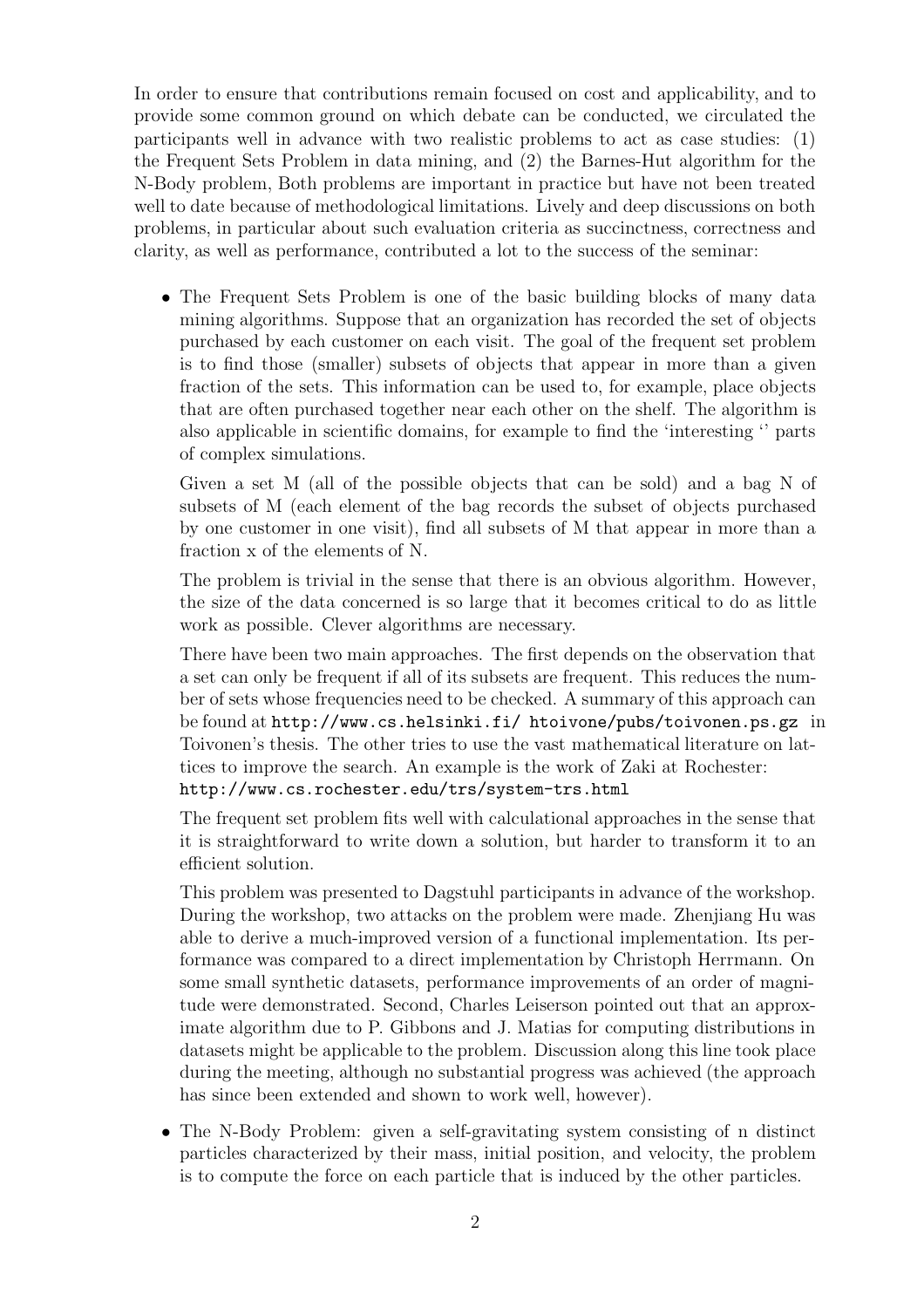In order to ensure that contributions remain focused on cost and applicability, and to provide some common ground on which debate can be conducted, we circulated the participants well in advance with two realistic problems to act as case studies: (1) the Frequent Sets Problem in data mining, and (2) the Barnes-Hut algorithm for the N-Body problem, Both problems are important in practice but have not been treated well to date because of methodological limitations. Lively and deep discussions on both problems, in particular about such evaluation criteria as succinctness, correctness and clarity, as well as performance, contributed a lot to the success of the seminar:

- The Frequent Sets Problem is one of the basic building blocks of many data mining algorithms. Suppose that an organization has recorded the set of objects purchased by each customer on each visit. The goal of the frequent set problem is to find those (smaller) subsets of objects that appear in more than a given fraction of the sets. This information can be used to, for example, place objects that are often purchased together near each other on the shelf. The algorithm is also applicable in scientific domains, for example to find the 'interesting '' parts of complex simulations.

  Given a set M (all of the possible objects that can be sold) and a bag N of subsets of M (each element of the bag records the subset of objects purchased by one customer in one visit), find all subsets of M that appear in more than a fraction x of the elements of N.

  The problem is trivial in the sense that there is an obvious algorithm. However, the size of the data concerned is so large that it becomes critical to do as little work as possible. Clever algorithms are necessary.

  There have been two main approaches. The first depends on the observation that a set can only be frequent if all of its subsets are frequent. This reduces the number of sets whose frequencies need to be checked. A summary of this approach can be found at `http://www.cs.helsinki.fi/ htoivone/pubs/toivonen.ps.gz` in Toivonen's thesis. The other tries to use the vast mathematical literature on lattices to improve the search. An example is the work of Zaki at Rochester: `http://www.cs.rochester.edu/trs/system-trs.html`

  The frequent set problem fits well with calculational approaches in the sense that it is straightforward to write down a solution, but harder to transform it to an efficient solution.

  This problem was presented to Dagstuhl participants in advance of the workshop. During the workshop, two attacks on the problem were made. Zhenjiang Hu was able to derive a much-improved version of a functional implementation. Its performance was compared to a direct implementation by Christoph Herrmann. On some small synthetic datasets, performance improvements of an order of magnitude were demonstrated. Second, Charles Leiserson pointed out that an approximate algorithm due to P. Gibbons and J. Matias for computing distributions in datasets might be applicable to the problem. Discussion along this line took place during the meeting, although no substantial progress was achieved (the approach has since been extended and shown to work well, however).

- The N-Body Problem: given a self-gravitating system consisting of n distinct particles characterized by their mass, initial position, and velocity, the problem is to compute the force on each particle that is induced by the other particles.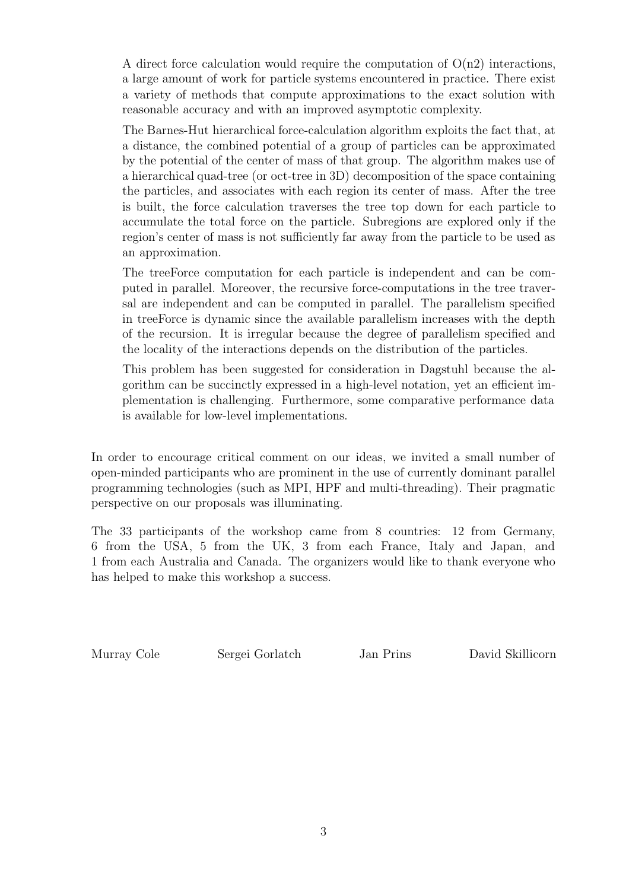A direct force calculation would require the computation of O(n2) interactions, a large amount of work for particle systems encountered in practice. There exist a variety of methods that compute approximations to the exact solution with reasonable accuracy and with an improved asymptotic complexity.

The Barnes-Hut hierarchical force-calculation algorithm exploits the fact that, at a distance, the combined potential of a group of particles can be approximated by the potential of the center of mass of that group. The algorithm makes use of a hierarchical quad-tree (or oct-tree in 3D) decomposition of the space containing the particles, and associates with each region its center of mass. After the tree is built, the force calculation traverses the tree top down for each particle to accumulate the total force on the particle. Subregions are explored only if the region's center of mass is not sufficiently far away from the particle to be used as an approximation.

The treeForce computation for each particle is independent and can be computed in parallel. Moreover, the recursive force-computations in the tree traversal are independent and can be computed in parallel. The parallelism specified in treeForce is dynamic since the available parallelism increases with the depth of the recursion. It is irregular because the degree of parallelism specified and the locality of the interactions depends on the distribution of the particles.

This problem has been suggested for consideration in Dagstuhl because the algorithm can be succinctly expressed in a high-level notation, yet an efficient implementation is challenging. Furthermore, some comparative performance data is available for low-level implementations.

In order to encourage critical comment on our ideas, we invited a small number of open-minded participants who are prominent in the use of currently dominant parallel programming technologies (such as MPI, HPF and multi-threading). Their pragmatic perspective on our proposals was illuminating.

The 33 participants of the workshop came from 8 countries: 12 from Germany, 6 from the USA, 5 from the UK, 3 from each France, Italy and Japan, and 1 from each Australia and Canada. The organizers would like to thank everyone who has helped to make this workshop a success.

Murray Cole    Sergei Gorlatch    Jan Prins    David Skillicorn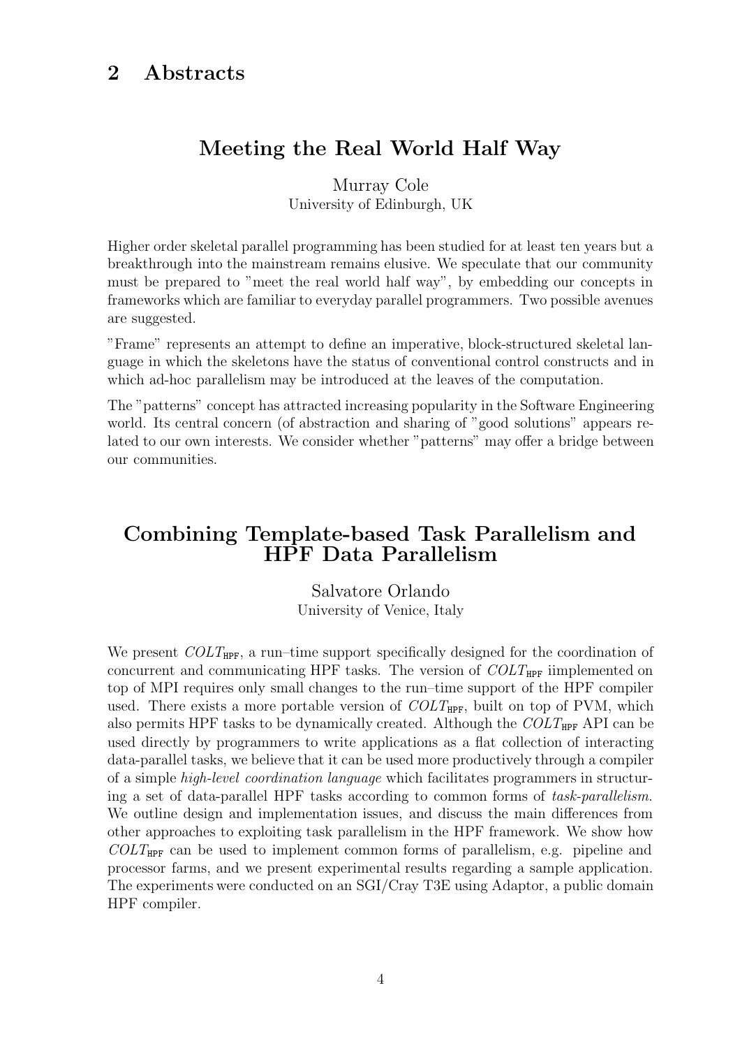## 2 Abstracts

### Meeting the Real World Half Way

Murray Cole
University of Edinburgh, UK

Higher order skeletal parallel programming has been studied for at least ten years but a breakthrough into the mainstream remains elusive. We speculate that our community must be prepared to "meet the real world half way", by embedding our concepts in frameworks which are familiar to everyday parallel programmers. Two possible avenues are suggested.

"Frame" represents an attempt to define an imperative, block-structured skeletal language in which the skeletons have the status of conventional control constructs and in which ad-hoc parallelism may be introduced at the leaves of the computation.

The "patterns" concept has attracted increasing popularity in the Software Engineering world. Its central concern (of abstraction and sharing of "good solutions" appears related to our own interests. We consider whether "patterns" may offer a bridge between our communities.

### Combining Template-based Task Parallelism and HPF Data Parallelism

Salvatore Orlando
University of Venice, Italy

We present $COLT_{\mathtt{HPF}}$, a run–time support specifically designed for the coordination of concurrent and communicating HPF tasks. The version of $COLT_{\mathtt{HPF}}$ iimplemented on top of MPI requires only small changes to the run–time support of the HPF compiler used. There exists a more portable version of $COLT_{\mathtt{HPF}}$, built on top of PVM, which also permits HPF tasks to be dynamically created. Although the $COLT_{\mathtt{HPF}}$ API can be used directly by programmers to write applications as a flat collection of interacting data-parallel tasks, we believe that it can be used more productively through a compiler of a simple *high-level coordination language* which facilitates programmers in structuring a set of data-parallel HPF tasks according to common forms of *task-parallelism*. We outline design and implementation issues, and discuss the main differences from other approaches to exploiting task parallelism in the HPF framework. We show how $COLT_{\mathtt{HPF}}$ can be used to implement common forms of parallelism, e.g. pipeline and processor farms, and we present experimental results regarding a sample application. The experiments were conducted on an SGI/Cray T3E using Adaptor, a public domain HPF compiler.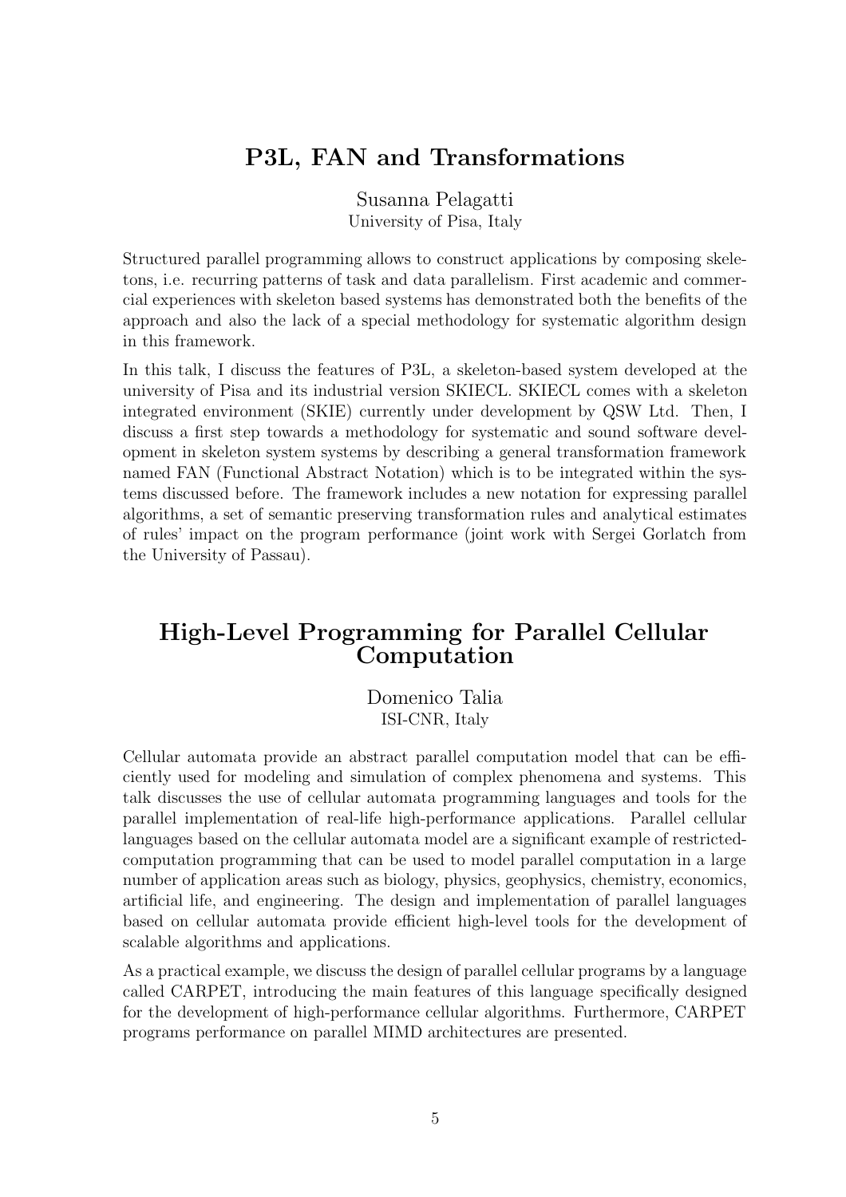## P3L, FAN and Transformations

Susanna Pelagatti
University of Pisa, Italy

Structured parallel programming allows to construct applications by composing skeletons, i.e. recurring patterns of task and data parallelism. First academic and commercial experiences with skeleton based systems has demonstrated both the benefits of the approach and also the lack of a special methodology for systematic algorithm design in this framework.

In this talk, I discuss the features of P3L, a skeleton-based system developed at the university of Pisa and its industrial version SKIECL. SKIECL comes with a skeleton integrated environment (SKIE) currently under development by QSW Ltd. Then, I discuss a first step towards a methodology for systematic and sound software development in skeleton system systems by describing a general transformation framework named FAN (Functional Abstract Notation) which is to be integrated within the systems discussed before. The framework includes a new notation for expressing parallel algorithms, a set of semantic preserving transformation rules and analytical estimates of rules' impact on the program performance (joint work with Sergei Gorlatch from the University of Passau).

## High-Level Programming for Parallel Cellular Computation

Domenico Talia
ISI-CNR, Italy

Cellular automata provide an abstract parallel computation model that can be efficiently used for modeling and simulation of complex phenomena and systems. This talk discusses the use of cellular automata programming languages and tools for the parallel implementation of real-life high-performance applications. Parallel cellular languages based on the cellular automata model are a significant example of restricted-computation programming that can be used to model parallel computation in a large number of application areas such as biology, physics, geophysics, chemistry, economics, artificial life, and engineering. The design and implementation of parallel languages based on cellular automata provide efficient high-level tools for the development of scalable algorithms and applications.

As a practical example, we discuss the design of parallel cellular programs by a language called CARPET, introducing the main features of this language specifically designed for the development of high-performance cellular algorithms. Furthermore, CARPET programs performance on parallel MIMD architectures are presented.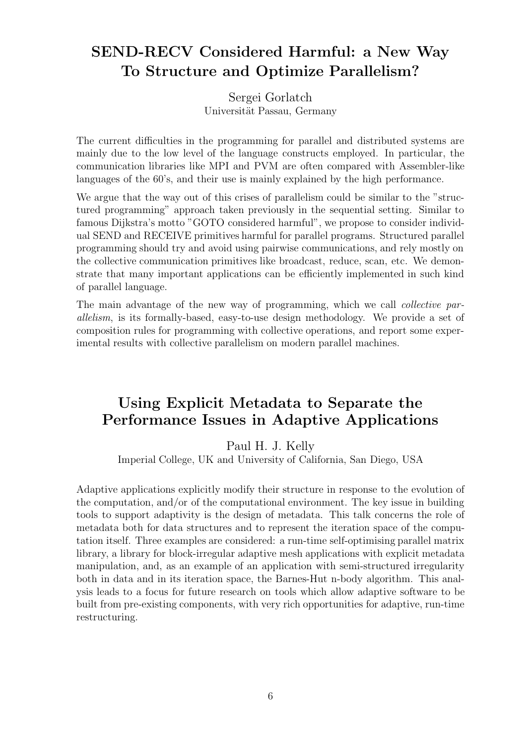## SEND-RECV Considered Harmful: a New Way To Structure and Optimize Parallelism?

Sergei Gorlatch
Universität Passau, Germany

The current difficulties in the programming for parallel and distributed systems are mainly due to the low level of the language constructs employed. In particular, the communication libraries like MPI and PVM are often compared with Assembler-like languages of the 60's, and their use is mainly explained by the high performance.

We argue that the way out of this crises of parallelism could be similar to the "structured programming" approach taken previously in the sequential setting. Similar to famous Dijkstra's motto "GOTO considered harmful", we propose to consider individual SEND and RECEIVE primitives harmful for parallel programs. Structured parallel programming should try and avoid using pairwise communications, and rely mostly on the collective communication primitives like broadcast, reduce, scan, etc. We demonstrate that many important applications can be efficiently implemented in such kind of parallel language.

The main advantage of the new way of programming, which we call *collective parallelism*, is its formally-based, easy-to-use design methodology. We provide a set of composition rules for programming with collective operations, and report some experimental results with collective parallelism on modern parallel machines.

## Using Explicit Metadata to Separate the Performance Issues in Adaptive Applications

Paul H. J. Kelly
Imperial College, UK and University of California, San Diego, USA

Adaptive applications explicitly modify their structure in response to the evolution of the computation, and/or of the computational environment. The key issue in building tools to support adaptivity is the design of metadata. This talk concerns the role of metadata both for data structures and to represent the iteration space of the computation itself. Three examples are considered: a run-time self-optimising parallel matrix library, a library for block-irregular adaptive mesh applications with explicit metadata manipulation, and, as an example of an application with semi-structured irregularity both in data and in its iteration space, the Barnes-Hut n-body algorithm. This analysis leads to a focus for future research on tools which allow adaptive software to be built from pre-existing components, with very rich opportunities for adaptive, run-time restructuring.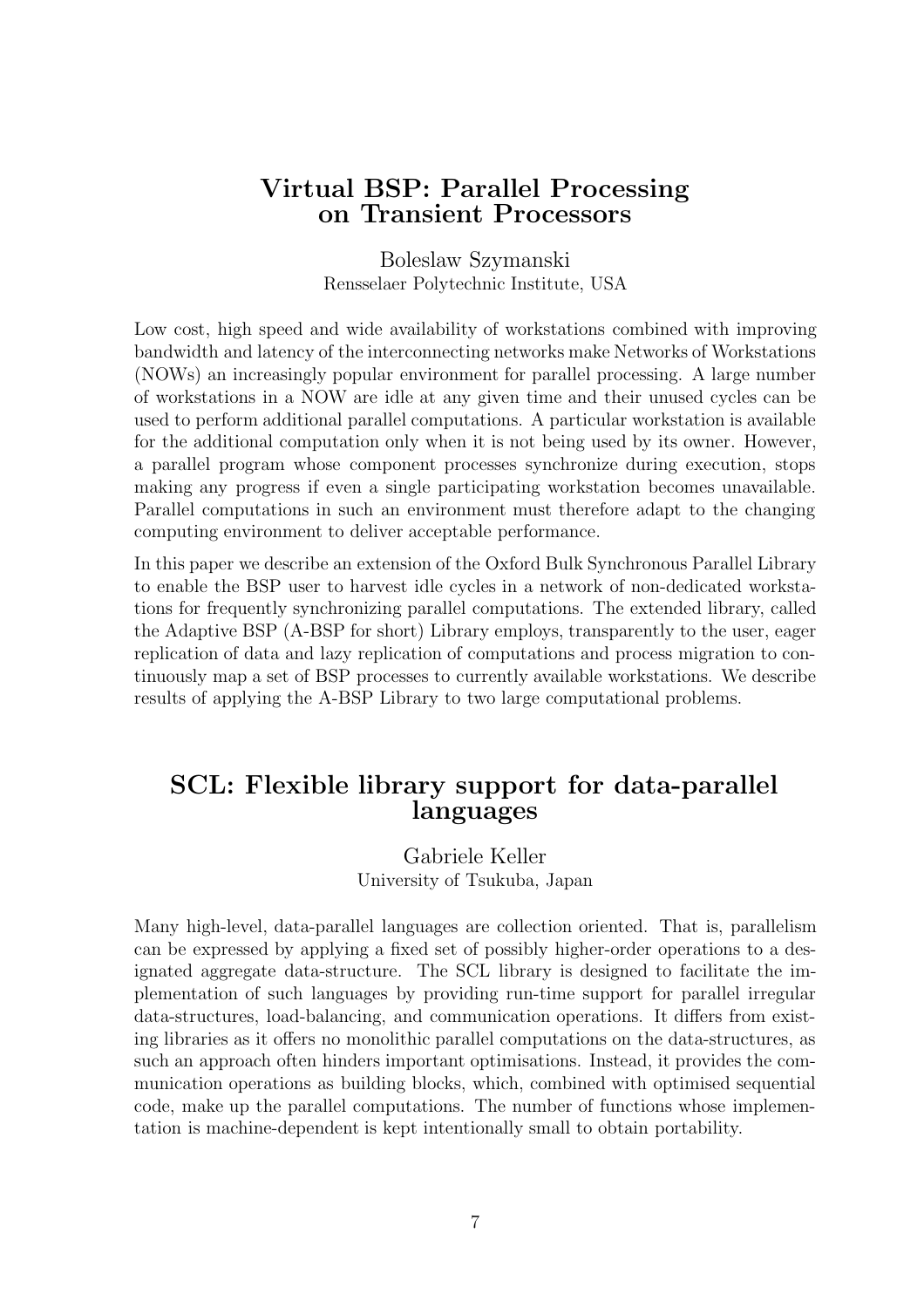## Virtual BSP: Parallel Processing on Transient Processors

Boleslaw Szymanski
Rensselaer Polytechnic Institute, USA

Low cost, high speed and wide availability of workstations combined with improving bandwidth and latency of the interconnecting networks make Networks of Workstations (NOWs) an increasingly popular environment for parallel processing. A large number of workstations in a NOW are idle at any given time and their unused cycles can be used to perform additional parallel computations. A particular workstation is available for the additional computation only when it is not being used by its owner. However, a parallel program whose component processes synchronize during execution, stops making any progress if even a single participating workstation becomes unavailable. Parallel computations in such an environment must therefore adapt to the changing computing environment to deliver acceptable performance.

In this paper we describe an extension of the Oxford Bulk Synchronous Parallel Library to enable the BSP user to harvest idle cycles in a network of non-dedicated workstations for frequently synchronizing parallel computations. The extended library, called the Adaptive BSP (A-BSP for short) Library employs, transparently to the user, eager replication of data and lazy replication of computations and process migration to continuously map a set of BSP processes to currently available workstations. We describe results of applying the A-BSP Library to two large computational problems.

## SCL: Flexible library support for data-parallel languages

Gabriele Keller
University of Tsukuba, Japan

Many high-level, data-parallel languages are collection oriented. That is, parallelism can be expressed by applying a fixed set of possibly higher-order operations to a designated aggregate data-structure. The SCL library is designed to facilitate the implementation of such languages by providing run-time support for parallel irregular data-structures, load-balancing, and communication operations. It differs from existing libraries as it offers no monolithic parallel computations on the data-structures, as such an approach often hinders important optimisations. Instead, it provides the communication operations as building blocks, which, combined with optimised sequential code, make up the parallel computations. The number of functions whose implementation is machine-dependent is kept intentionally small to obtain portability.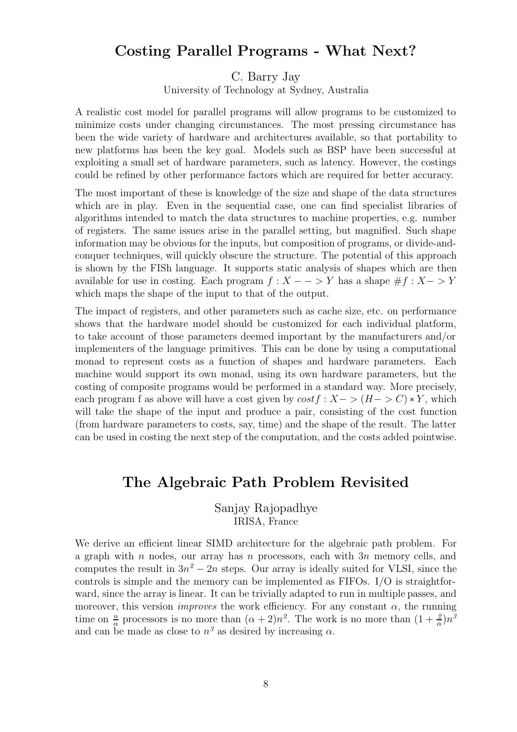## Costing Parallel Programs - What Next?

C. Barry Jay
University of Technology at Sydney, Australia

A realistic cost model for parallel programs will allow programs to be customized to minimize costs under changing circumstances. The most pressing circumstance has been the wide variety of hardware and architectures available, so that portability to new platforms has been the key goal. Models such as BSP have been successful at exploiting a small set of hardware parameters, such as latency. However, the costings could be refined by other performance factors which are required for better accuracy.

The most important of these is knowledge of the size and shape of the data structures which are in play. Even in the sequential case, one can find specialist libraries of algorithms intended to match the data structures to machine properties, e.g. number of registers. The same issues arise in the parallel setting, but magnified. Such shape information may be obvious for the inputs, but composition of programs, or divide-and-conquer techniques, will quickly obscure the structure. The potential of this approach is shown by the FISh language. It supports static analysis of shapes which are then available for use in costing. Each program $f : X --> Y$ has a shape $\#f : X -> Y$ which maps the shape of the input to that of the output.

The impact of registers, and other parameters such as cache size, etc. on performance shows that the hardware model should be customized for each individual platform, to take account of those parameters deemed important by the manufacturers and/or implementers of the language primitives. This can be done by using a computational monad to represent costs as a function of shapes and hardware parameters. Each machine would support its own monad, using its own hardware parameters, but the costing of composite programs would be performed in a standard way. More precisely, each program f as above will have a cost given by $cost f : X -> (H -> C) * Y$, which will take the shape of the input and produce a pair, consisting of the cost function (from hardware parameters to costs, say, time) and the shape of the result. The latter can be used in costing the next step of the computation, and the costs added pointwise.

## The Algebraic Path Problem Revisited

Sanjay Rajopadhye
IRISA, France

We derive an efficient linear SIMD architecture for the algebraic path problem. For a graph with $n$ nodes, our array has $n$ processors, each with $3n$ memory cells, and computes the result in $3n^2 - 2n$ steps. Our array is ideally suited for VLSI, since the controls is simple and the memory can be implemented as FIFOs. I/O is straightforward, since the array is linear. It can be trivially adapted to run in multiple passes, and moreover, this version *improves* the work efficiency. For any constant $\alpha$, the running time on $\frac{n}{\alpha}$ processors is no more than $(\alpha + 2)n^2$. The work is no more than $(1 + \frac{2}{\alpha})n^3$ and can be made as close to $n^3$ as desired by increasing $\alpha$.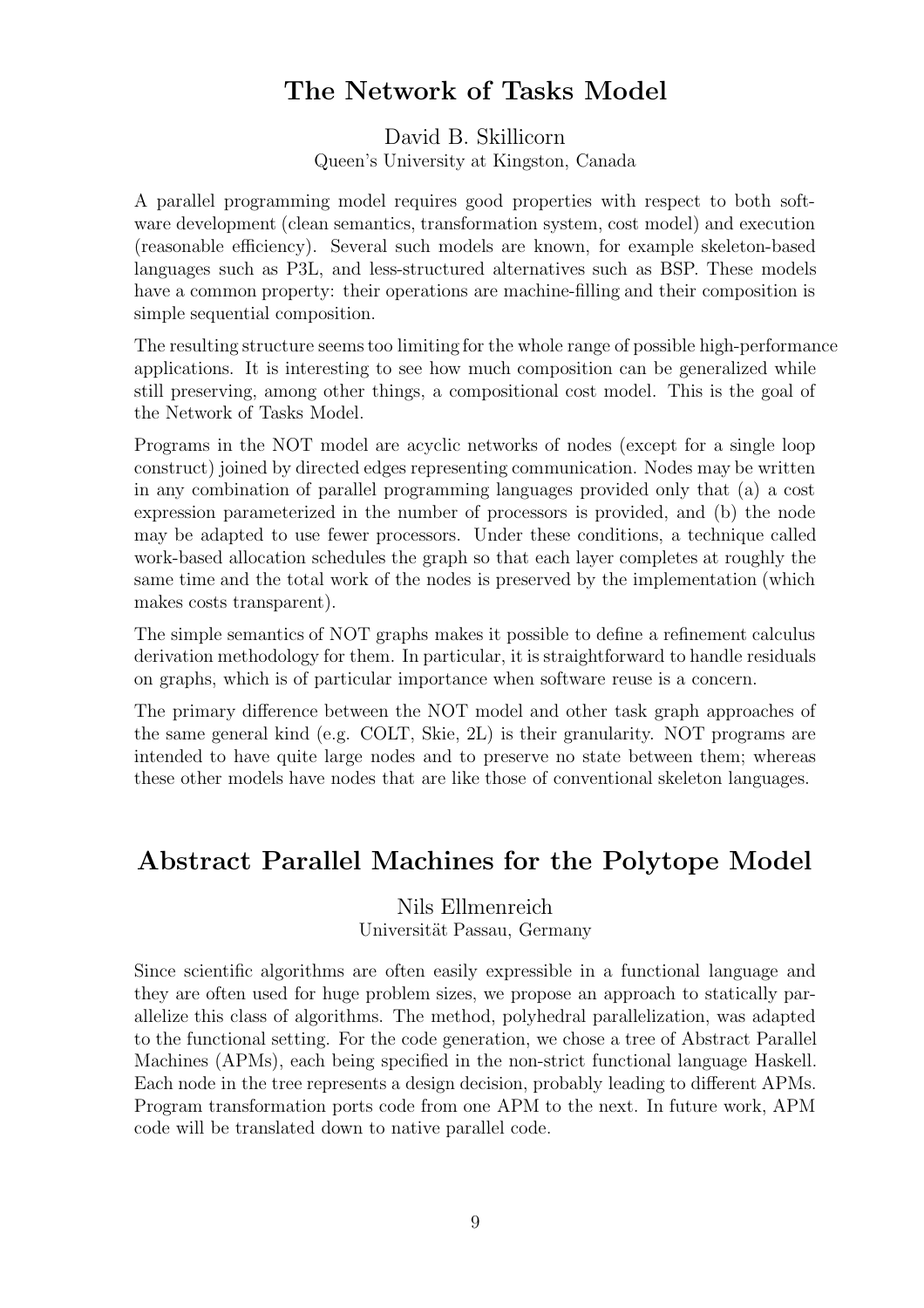## The Network of Tasks Model

David B. Skillicorn
Queen's University at Kingston, Canada

A parallel programming model requires good properties with respect to both software development (clean semantics, transformation system, cost model) and execution (reasonable efficiency). Several such models are known, for example skeleton-based languages such as P3L, and less-structured alternatives such as BSP. These models have a common property: their operations are machine-filling and their composition is simple sequential composition.

The resulting structure seems too limiting for the whole range of possible high-performance applications. It is interesting to see how much composition can be generalized while still preserving, among other things, a compositional cost model. This is the goal of the Network of Tasks Model.

Programs in the NOT model are acyclic networks of nodes (except for a single loop construct) joined by directed edges representing communication. Nodes may be written in any combination of parallel programming languages provided only that (a) a cost expression parameterized in the number of processors is provided, and (b) the node may be adapted to use fewer processors. Under these conditions, a technique called work-based allocation schedules the graph so that each layer completes at roughly the same time and the total work of the nodes is preserved by the implementation (which makes costs transparent).

The simple semantics of NOT graphs makes it possible to define a refinement calculus derivation methodology for them. In particular, it is straightforward to handle residuals on graphs, which is of particular importance when software reuse is a concern.

The primary difference between the NOT model and other task graph approaches of the same general kind (e.g. COLT, Skie, 2L) is their granularity. NOT programs are intended to have quite large nodes and to preserve no state between them; whereas these other models have nodes that are like those of conventional skeleton languages.

## Abstract Parallel Machines for the Polytope Model

Nils Ellmenreich
Universität Passau, Germany

Since scientific algorithms are often easily expressible in a functional language and they are often used for huge problem sizes, we propose an approach to statically parallelize this class of algorithms. The method, polyhedral parallelization, was adapted to the functional setting. For the code generation, we chose a tree of Abstract Parallel Machines (APMs), each being specified in the non-strict functional language Haskell. Each node in the tree represents a design decision, probably leading to different APMs. Program transformation ports code from one APM to the next. In future work, APM code will be translated down to native parallel code.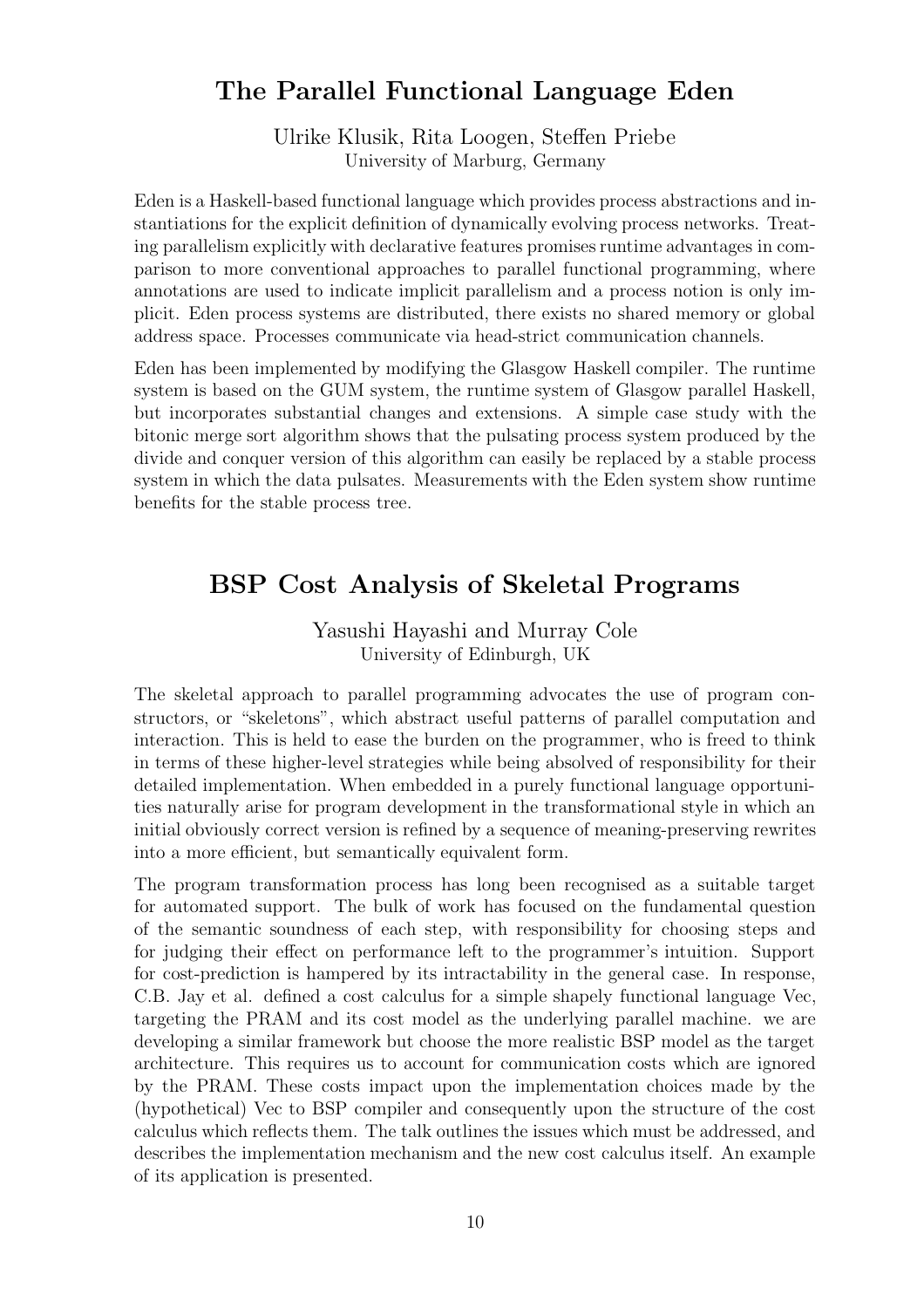## The Parallel Functional Language Eden

Ulrike Klusik, Rita Loogen, Steffen Priebe
University of Marburg, Germany

Eden is a Haskell-based functional language which provides process abstractions and instantiations for the explicit definition of dynamically evolving process networks. Treating parallelism explicitly with declarative features promises runtime advantages in comparison to more conventional approaches to parallel functional programming, where annotations are used to indicate implicit parallelism and a process notion is only implicit. Eden process systems are distributed, there exists no shared memory or global address space. Processes communicate via head-strict communication channels.

Eden has been implemented by modifying the Glasgow Haskell compiler. The runtime system is based on the GUM system, the runtime system of Glasgow parallel Haskell, but incorporates substantial changes and extensions. A simple case study with the bitonic merge sort algorithm shows that the pulsating process system produced by the divide and conquer version of this algorithm can easily be replaced by a stable process system in which the data pulsates. Measurements with the Eden system show runtime benefits for the stable process tree.

## BSP Cost Analysis of Skeletal Programs

Yasushi Hayashi and Murray Cole
University of Edinburgh, UK

The skeletal approach to parallel programming advocates the use of program constructors, or "skeletons", which abstract useful patterns of parallel computation and interaction. This is held to ease the burden on the programmer, who is freed to think in terms of these higher-level strategies while being absolved of responsibility for their detailed implementation. When embedded in a purely functional language opportunities naturally arise for program development in the transformational style in which an initial obviously correct version is refined by a sequence of meaning-preserving rewrites into a more efficient, but semantically equivalent form.

The program transformation process has long been recognised as a suitable target for automated support. The bulk of work has focused on the fundamental question of the semantic soundness of each step, with responsibility for choosing steps and for judging their effect on performance left to the programmer's intuition. Support for cost-prediction is hampered by its intractability in the general case. In response, C.B. Jay et al. defined a cost calculus for a simple shapely functional language Vec, targeting the PRAM and its cost model as the underlying parallel machine. we are developing a similar framework but choose the more realistic BSP model as the target architecture. This requires us to account for communication costs which are ignored by the PRAM. These costs impact upon the implementation choices made by the (hypothetical) Vec to BSP compiler and consequently upon the structure of the cost calculus which reflects them. The talk outlines the issues which must be addressed, and describes the implementation mechanism and the new cost calculus itself. An example of its application is presented.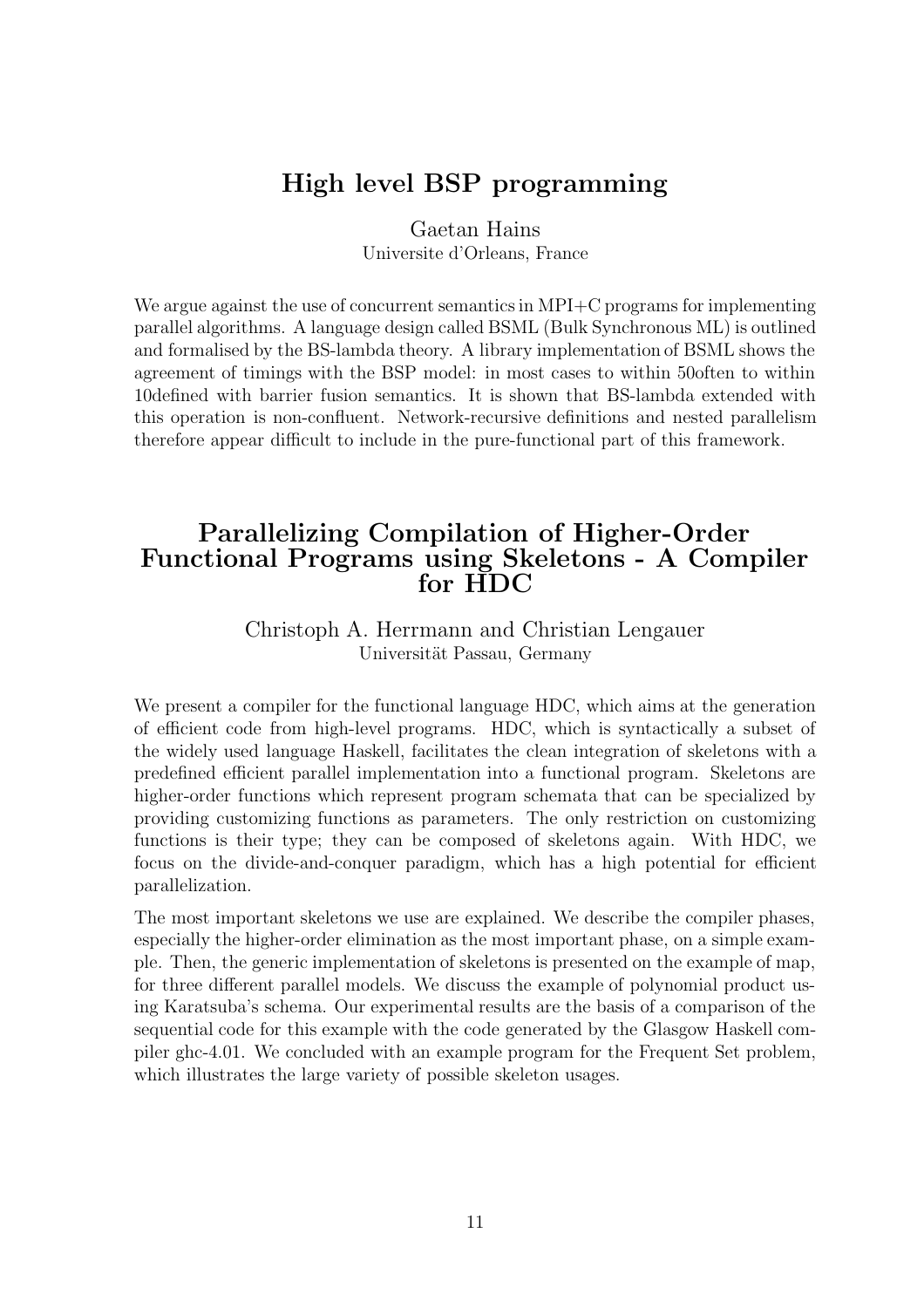## High level BSP programming

Gaetan Hains
Universite d'Orleans, France

We argue against the use of concurrent semantics in MPI+C programs for implementing parallel algorithms. A language design called BSML (Bulk Synchronous ML) is outlined and formalised by the BS-lambda theory. A library implementation of BSML shows the agreement of timings with the BSP model: in most cases to within 50often to within 10defined with barrier fusion semantics. It is shown that BS-lambda extended with this operation is non-confluent. Network-recursive definitions and nested parallelism therefore appear difficult to include in the pure-functional part of this framework.

## Parallelizing Compilation of Higher-Order Functional Programs using Skeletons - A Compiler for HDC

Christoph A. Herrmann and Christian Lengauer
Universität Passau, Germany

We present a compiler for the functional language HDC, which aims at the generation of efficient code from high-level programs. HDC, which is syntactically a subset of the widely used language Haskell, facilitates the clean integration of skeletons with a predefined efficient parallel implementation into a functional program. Skeletons are higher-order functions which represent program schemata that can be specialized by providing customizing functions as parameters. The only restriction on customizing functions is their type; they can be composed of skeletons again. With HDC, we focus on the divide-and-conquer paradigm, which has a high potential for efficient parallelization.

The most important skeletons we use are explained. We describe the compiler phases, especially the higher-order elimination as the most important phase, on a simple example. Then, the generic implementation of skeletons is presented on the example of map, for three different parallel models. We discuss the example of polynomial product using Karatsuba's schema. Our experimental results are the basis of a comparison of the sequential code for this example with the code generated by the Glasgow Haskell compiler ghc-4.01. We concluded with an example program for the Frequent Set problem, which illustrates the large variety of possible skeleton usages.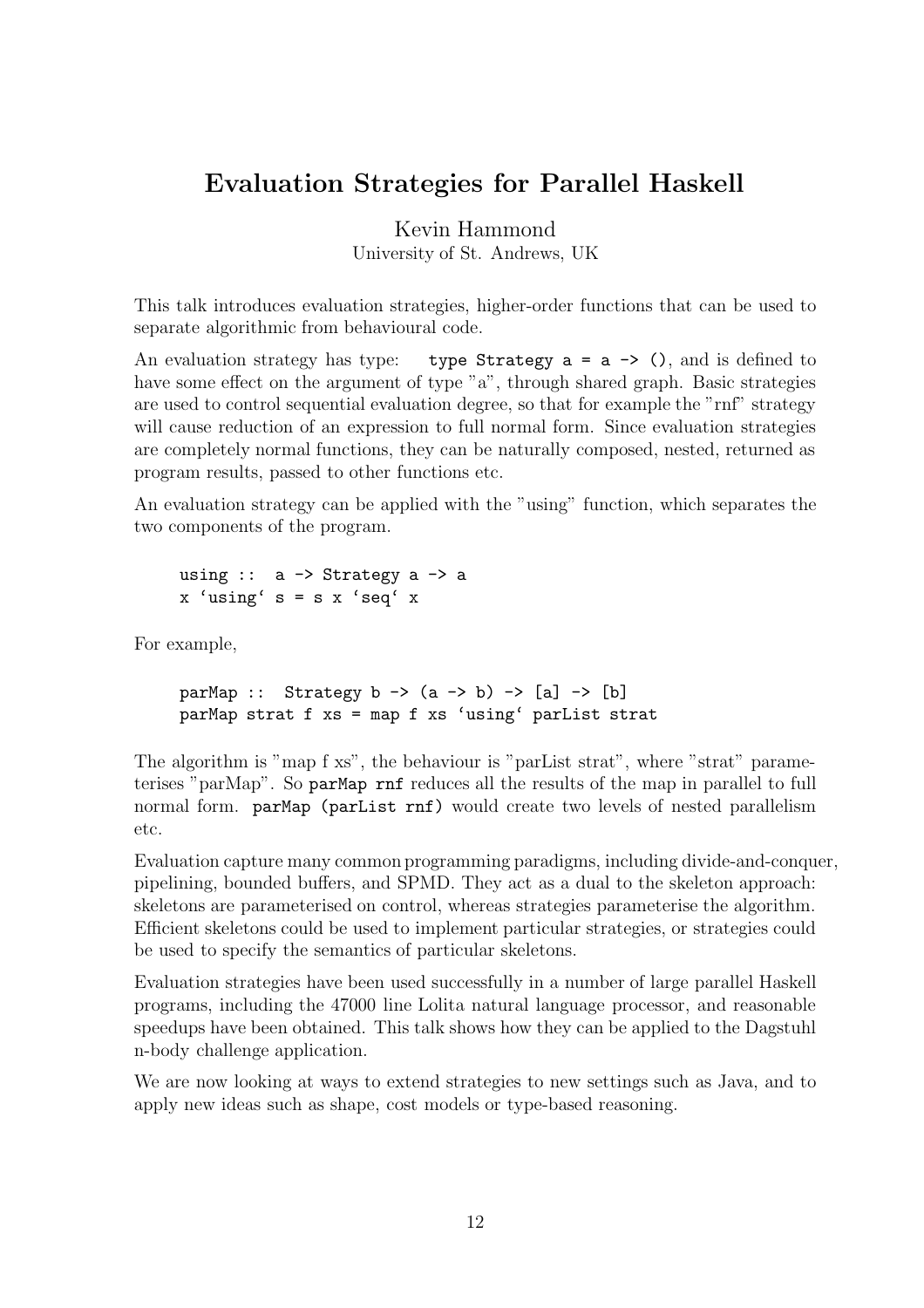## Evaluation Strategies for Parallel Haskell

Kevin Hammond
University of St. Andrews, UK

This talk introduces evaluation strategies, higher-order functions that can be used to separate algorithmic from behavioural code.

An evaluation strategy has type: `type Strategy a = a -> ()`, and is defined to have some effect on the argument of type "a", through shared graph. Basic strategies are used to control sequential evaluation degree, so that for example the "rnf" strategy will cause reduction of an expression to full normal form. Since evaluation strategies are completely normal functions, they can be naturally composed, nested, returned as program results, passed to other functions etc.

An evaluation strategy can be applied with the "using" function, which separates the two components of the program.

```
using ::  a -> Strategy a -> a
x `using` s = s x `seq` x
```

For example,

```
parMap ::  Strategy b -> (a -> b) -> [a] -> [b]
parMap strat f xs = map f xs `using` parList strat
```

The algorithm is "map f xs", the behaviour is "parList strat", where "strat" parameterises "parMap". So `parMap rnf` reduces all the results of the map in parallel to full normal form. `parMap (parList rnf)` would create two levels of nested parallelism etc.

Evaluation capture many common programming paradigms, including divide-and-conquer, pipelining, bounded buffers, and SPMD. They act as a dual to the skeleton approach: skeletons are parameterised on control, whereas strategies parameterise the algorithm. Efficient skeletons could be used to implement particular strategies, or strategies could be used to specify the semantics of particular skeletons.

Evaluation strategies have been used successfully in a number of large parallel Haskell programs, including the 47000 line Lolita natural language processor, and reasonable speedups have been obtained. This talk shows how they can be applied to the Dagstuhl n-body challenge application.

We are now looking at ways to extend strategies to new settings such as Java, and to apply new ideas such as shape, cost models or type-based reasoning.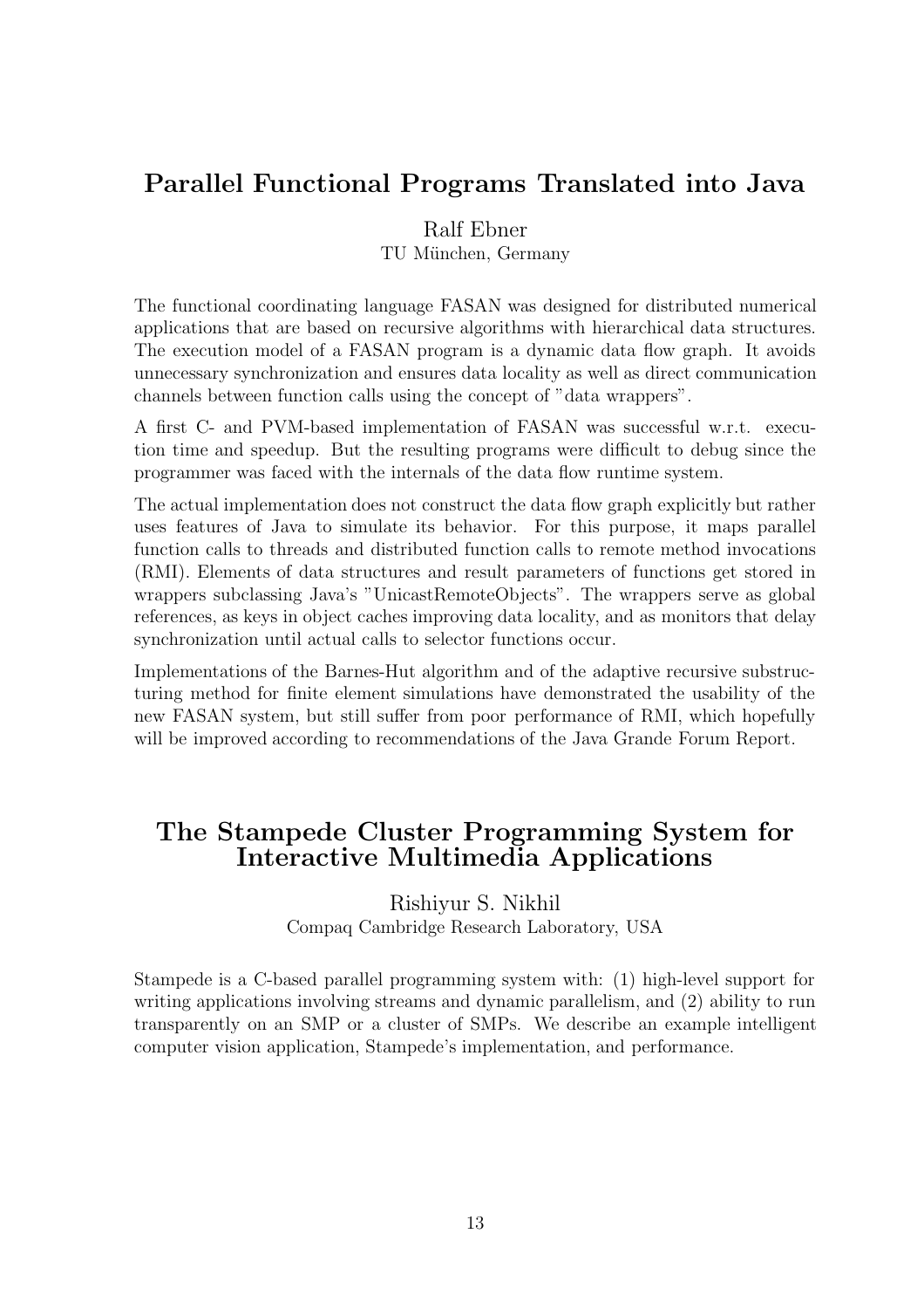## Parallel Functional Programs Translated into Java

Ralf Ebner
TU München, Germany

The functional coordinating language FASAN was designed for distributed numerical applications that are based on recursive algorithms with hierarchical data structures. The execution model of a FASAN program is a dynamic data flow graph. It avoids unnecessary synchronization and ensures data locality as well as direct communication channels between function calls using the concept of "data wrappers".

A first C- and PVM-based implementation of FASAN was successful w.r.t. execution time and speedup. But the resulting programs were difficult to debug since the programmer was faced with the internals of the data flow runtime system.

The actual implementation does not construct the data flow graph explicitly but rather uses features of Java to simulate its behavior. For this purpose, it maps parallel function calls to threads and distributed function calls to remote method invocations (RMI). Elements of data structures and result parameters of functions get stored in wrappers subclassing Java's "UnicastRemoteObjects". The wrappers serve as global references, as keys in object caches improving data locality, and as monitors that delay synchronization until actual calls to selector functions occur.

Implementations of the Barnes-Hut algorithm and of the adaptive recursive substructuring method for finite element simulations have demonstrated the usability of the new FASAN system, but still suffer from poor performance of RMI, which hopefully will be improved according to recommendations of the Java Grande Forum Report.

## The Stampede Cluster Programming System for Interactive Multimedia Applications

Rishiyur S. Nikhil
Compaq Cambridge Research Laboratory, USA

Stampede is a C-based parallel programming system with: (1) high-level support for writing applications involving streams and dynamic parallelism, and (2) ability to run transparently on an SMP or a cluster of SMPs. We describe an example intelligent computer vision application, Stampede's implementation, and performance.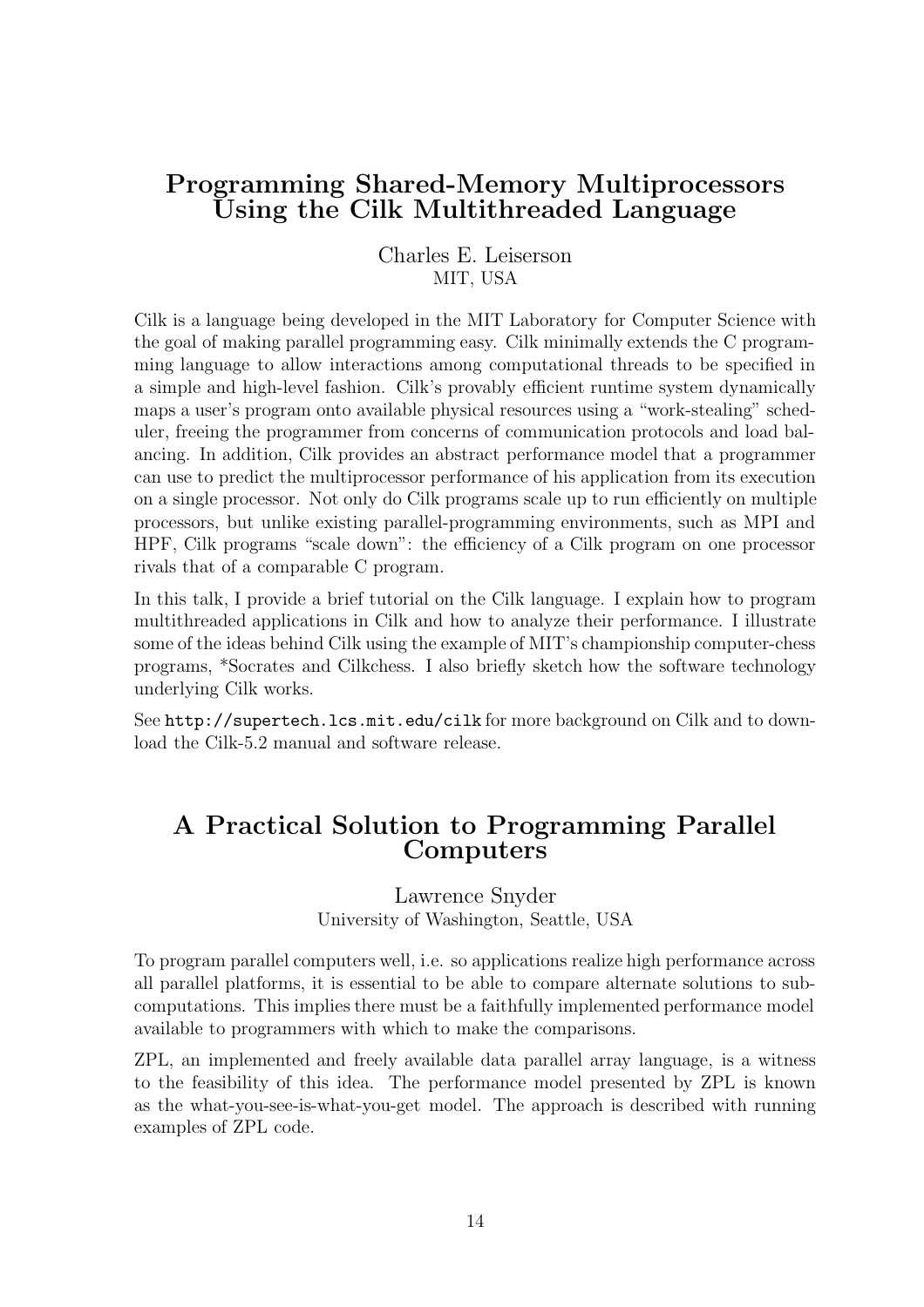## Programming Shared-Memory Multiprocessors Using the Cilk Multithreaded Language

Charles E. Leiserson
MIT, USA

Cilk is a language being developed in the MIT Laboratory for Computer Science with the goal of making parallel programming easy. Cilk minimally extends the C programming language to allow interactions among computational threads to be specified in a simple and high-level fashion. Cilk's provably efficient runtime system dynamically maps a user's program onto available physical resources using a "work-stealing" scheduler, freeing the programmer from concerns of communication protocols and load balancing. In addition, Cilk provides an abstract performance model that a programmer can use to predict the multiprocessor performance of his application from its execution on a single processor. Not only do Cilk programs scale up to run efficiently on multiple processors, but unlike existing parallel-programming environments, such as MPI and HPF, Cilk programs "scale down": the efficiency of a Cilk program on one processor rivals that of a comparable C program.

In this talk, I provide a brief tutorial on the Cilk language. I explain how to program multithreaded applications in Cilk and how to analyze their performance. I illustrate some of the ideas behind Cilk using the example of MIT's championship computer-chess programs, *Socrates and Cilkchess. I also briefly sketch how the software technology underlying Cilk works.

See `http://supertech.lcs.mit.edu/cilk` for more background on Cilk and to download the Cilk-5.2 manual and software release.

## A Practical Solution to Programming Parallel Computers

Lawrence Snyder
University of Washington, Seattle, USA

To program parallel computers well, i.e. so applications realize high performance across all parallel platforms, it is essential to be able to compare alternate solutions to subcomputations. This implies there must be a faithfully implemented performance model available to programmers with which to make the comparisons.

ZPL, an implemented and freely available data parallel array language, is a witness to the feasibility of this idea. The performance model presented by ZPL is known as the what-you-see-is-what-you-get model. The approach is described with running examples of ZPL code.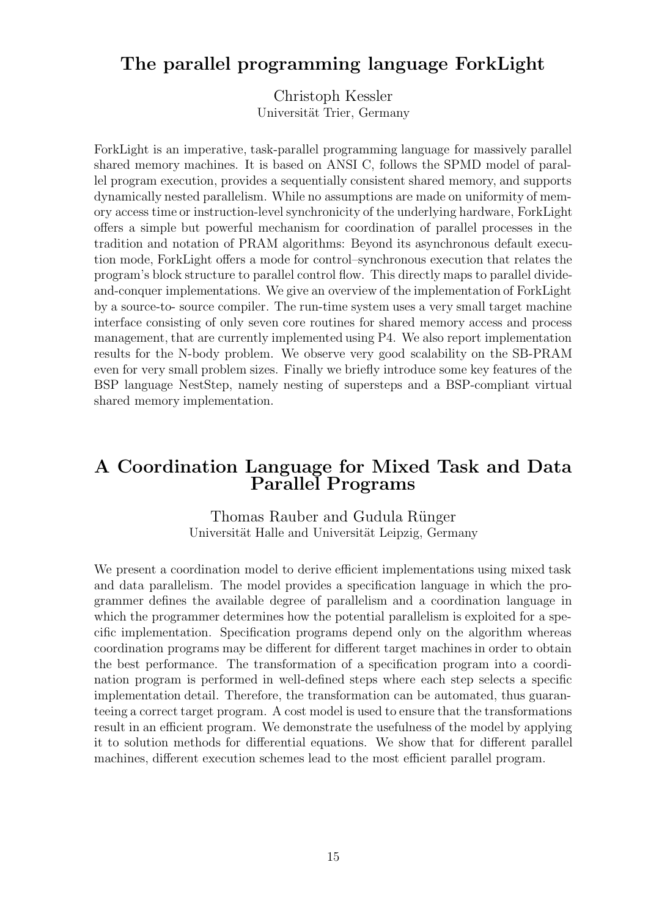## The parallel programming language ForkLight

Christoph Kessler
Universität Trier, Germany

ForkLight is an imperative, task-parallel programming language for massively parallel shared memory machines. It is based on ANSI C, follows the SPMD model of parallel program execution, provides a sequentially consistent shared memory, and supports dynamically nested parallelism. While no assumptions are made on uniformity of memory access time or instruction-level synchronicity of the underlying hardware, ForkLight offers a simple but powerful mechanism for coordination of parallel processes in the tradition and notation of PRAM algorithms: Beyond its asynchronous default execution mode, ForkLight offers a mode for control–synchronous execution that relates the program's block structure to parallel control flow. This directly maps to parallel divide-and-conquer implementations. We give an overview of the implementation of ForkLight by a source-to- source compiler. The run-time system uses a very small target machine interface consisting of only seven core routines for shared memory access and process management, that are currently implemented using P4. We also report implementation results for the N-body problem. We observe very good scalability on the SB-PRAM even for very small problem sizes. Finally we briefly introduce some key features of the BSP language NestStep, namely nesting of supersteps and a BSP-compliant virtual shared memory implementation.

## A Coordination Language for Mixed Task and Data Parallel Programs

Thomas Rauber and Gudula Rünger
Universität Halle and Universität Leipzig, Germany

We present a coordination model to derive efficient implementations using mixed task and data parallelism. The model provides a specification language in which the programmer defines the available degree of parallelism and a coordination language in which the programmer determines how the potential parallelism is exploited for a specific implementation. Specification programs depend only on the algorithm whereas coordination programs may be different for different target machines in order to obtain the best performance. The transformation of a specification program into a coordination program is performed in well-defined steps where each step selects a specific implementation detail. Therefore, the transformation can be automated, thus guaranteeing a correct target program. A cost model is used to ensure that the transformations result in an efficient program. We demonstrate the usefulness of the model by applying it to solution methods for differential equations. We show that for different parallel machines, different execution schemes lead to the most efficient parallel program.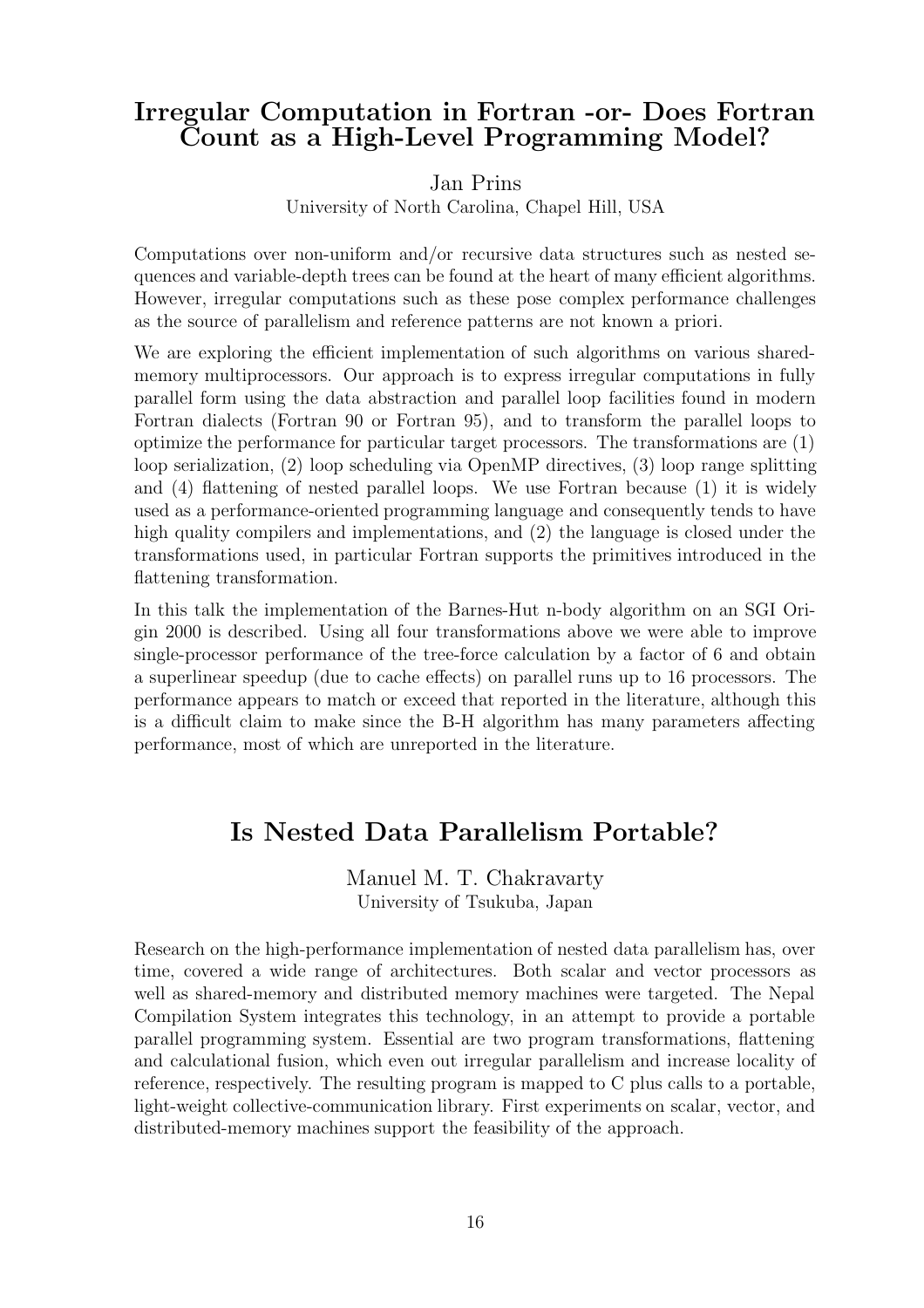## Irregular Computation in Fortran -or- Does Fortran Count as a High-Level Programming Model?

Jan Prins

University of North Carolina, Chapel Hill, USA

Computations over non-uniform and/or recursive data structures such as nested sequences and variable-depth trees can be found at the heart of many efficient algorithms. However, irregular computations such as these pose complex performance challenges as the source of parallelism and reference patterns are not known a priori.

We are exploring the efficient implementation of such algorithms on various shared-memory multiprocessors. Our approach is to express irregular computations in fully parallel form using the data abstraction and parallel loop facilities found in modern Fortran dialects (Fortran 90 or Fortran 95), and to transform the parallel loops to optimize the performance for particular target processors. The transformations are (1) loop serialization, (2) loop scheduling via OpenMP directives, (3) loop range splitting and (4) flattening of nested parallel loops. We use Fortran because (1) it is widely used as a performance-oriented programming language and consequently tends to have high quality compilers and implementations, and (2) the language is closed under the transformations used, in particular Fortran supports the primitives introduced in the flattening transformation.

In this talk the implementation of the Barnes-Hut n-body algorithm on an SGI Origin 2000 is described. Using all four transformations above we were able to improve single-processor performance of the tree-force calculation by a factor of 6 and obtain a superlinear speedup (due to cache effects) on parallel runs up to 16 processors. The performance appears to match or exceed that reported in the literature, although this is a difficult claim to make since the B-H algorithm has many parameters affecting performance, most of which are unreported in the literature.

## Is Nested Data Parallelism Portable?

Manuel M. T. Chakravarty

University of Tsukuba, Japan

Research on the high-performance implementation of nested data parallelism has, over time, covered a wide range of architectures. Both scalar and vector processors as well as shared-memory and distributed memory machines were targeted. The Nepal Compilation System integrates this technology, in an attempt to provide a portable parallel programming system. Essential are two program transformations, flattening and calculational fusion, which even out irregular parallelism and increase locality of reference, respectively. The resulting program is mapped to C plus calls to a portable, light-weight collective-communication library. First experiments on scalar, vector, and distributed-memory machines support the feasibility of the approach.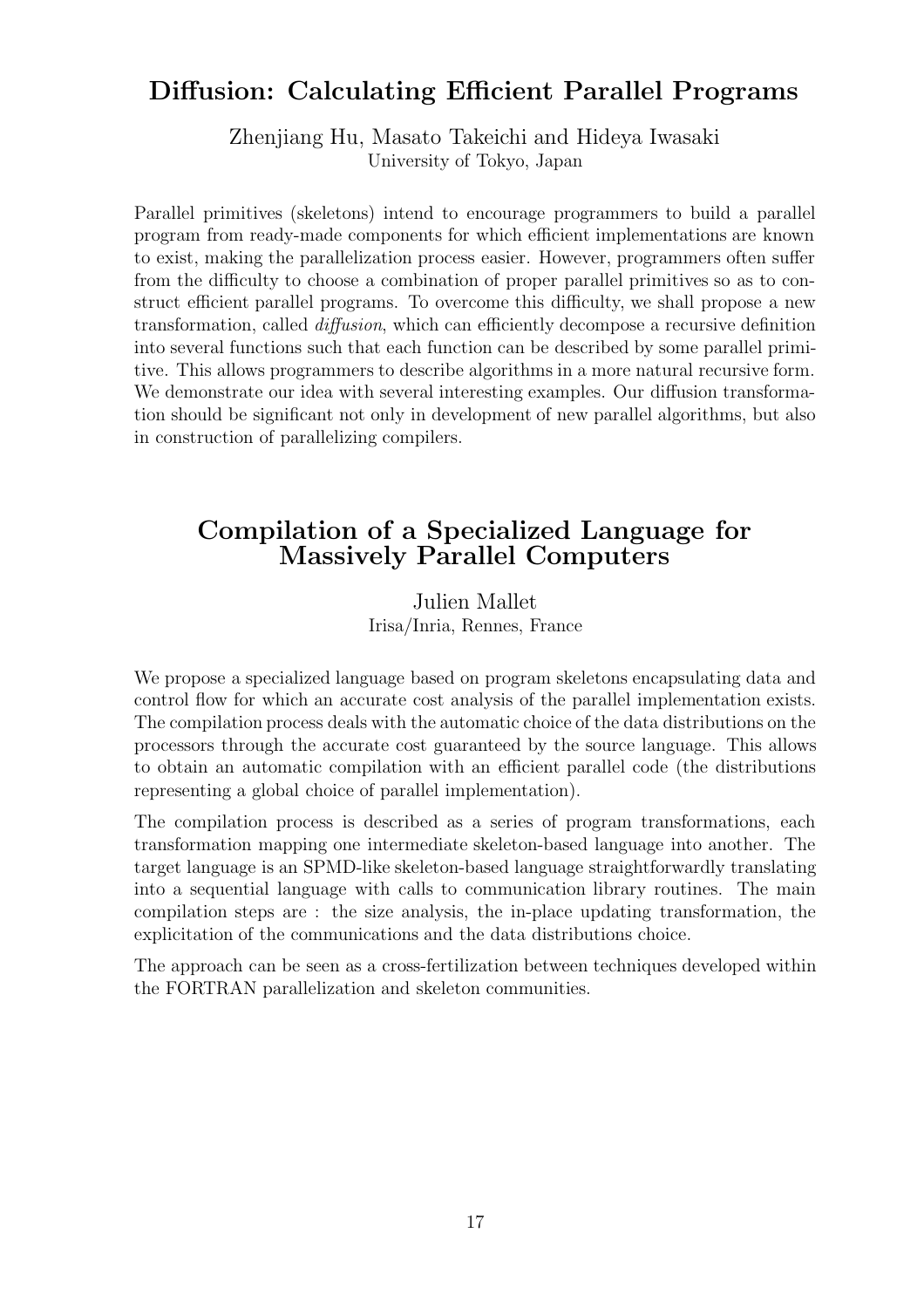## Diffusion: Calculating Efficient Parallel Programs

Zhenjiang Hu, Masato Takeichi and Hideya Iwasaki
University of Tokyo, Japan

Parallel primitives (skeletons) intend to encourage programmers to build a parallel program from ready-made components for which efficient implementations are known to exist, making the parallelization process easier. However, programmers often suffer from the difficulty to choose a combination of proper parallel primitives so as to construct efficient parallel programs. To overcome this difficulty, we shall propose a new transformation, called *diffusion*, which can efficiently decompose a recursive definition into several functions such that each function can be described by some parallel primitive. This allows programmers to describe algorithms in a more natural recursive form. We demonstrate our idea with several interesting examples. Our diffusion transformation should be significant not only in development of new parallel algorithms, but also in construction of parallelizing compilers.

## Compilation of a Specialized Language for Massively Parallel Computers

Julien Mallet
Irisa/Inria, Rennes, France

We propose a specialized language based on program skeletons encapsulating data and control flow for which an accurate cost analysis of the parallel implementation exists. The compilation process deals with the automatic choice of the data distributions on the processors through the accurate cost guaranteed by the source language. This allows to obtain an automatic compilation with an efficient parallel code (the distributions representing a global choice of parallel implementation).

The compilation process is described as a series of program transformations, each transformation mapping one intermediate skeleton-based language into another. The target language is an SPMD-like skeleton-based language straightforwardly translating into a sequential language with calls to communication library routines. The main compilation steps are : the size analysis, the in-place updating transformation, the explicitation of the communications and the data distributions choice.

The approach can be seen as a cross-fertilization between techniques developed within the FORTRAN parallelization and skeleton communities.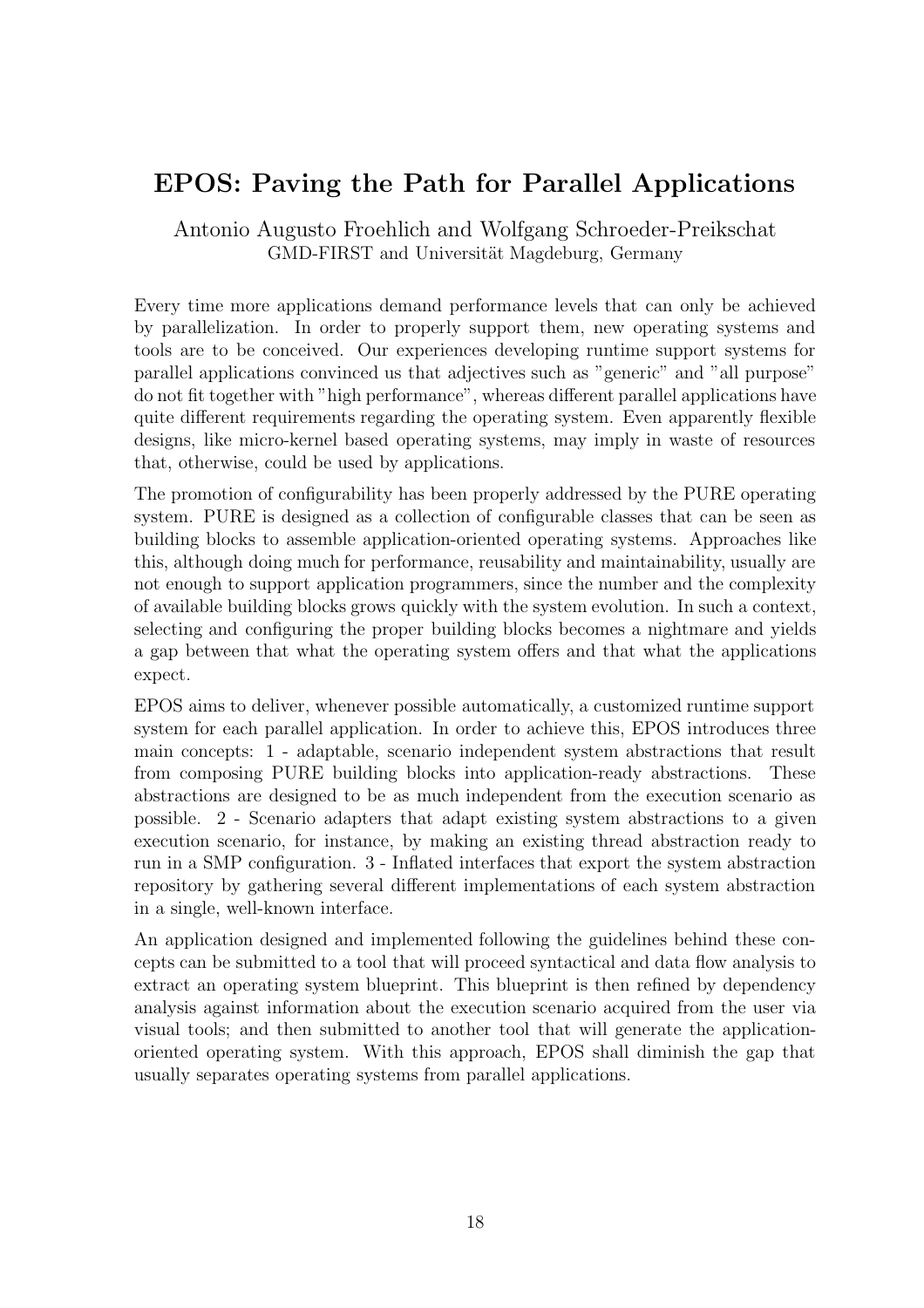## EPOS: Paving the Path for Parallel Applications

Antonio Augusto Froehlich and Wolfgang Schroeder-Preikschat
GMD-FIRST and Universität Magdeburg, Germany

Every time more applications demand performance levels that can only be achieved by parallelization. In order to properly support them, new operating systems and tools are to be conceived. Our experiences developing runtime support systems for parallel applications convinced us that adjectives such as "generic" and "all purpose" do not fit together with "high performance", whereas different parallel applications have quite different requirements regarding the operating system. Even apparently flexible designs, like micro-kernel based operating systems, may imply in waste of resources that, otherwise, could be used by applications.

The promotion of configurability has been properly addressed by the PURE operating system. PURE is designed as a collection of configurable classes that can be seen as building blocks to assemble application-oriented operating systems. Approaches like this, although doing much for performance, reusability and maintainability, usually are not enough to support application programmers, since the number and the complexity of available building blocks grows quickly with the system evolution. In such a context, selecting and configuring the proper building blocks becomes a nightmare and yields a gap between that what the operating system offers and that what the applications expect.

EPOS aims to deliver, whenever possible automatically, a customized runtime support system for each parallel application. In order to achieve this, EPOS introduces three main concepts: 1 - adaptable, scenario independent system abstractions that result from composing PURE building blocks into application-ready abstractions. These abstractions are designed to be as much independent from the execution scenario as possible. 2 - Scenario adapters that adapt existing system abstractions to a given execution scenario, for instance, by making an existing thread abstraction ready to run in a SMP configuration. 3 - Inflated interfaces that export the system abstraction repository by gathering several different implementations of each system abstraction in a single, well-known interface.

An application designed and implemented following the guidelines behind these concepts can be submitted to a tool that will proceed syntactical and data flow analysis to extract an operating system blueprint. This blueprint is then refined by dependency analysis against information about the execution scenario acquired from the user via visual tools; and then submitted to another tool that will generate the application-oriented operating system. With this approach, EPOS shall diminish the gap that usually separates operating systems from parallel applications.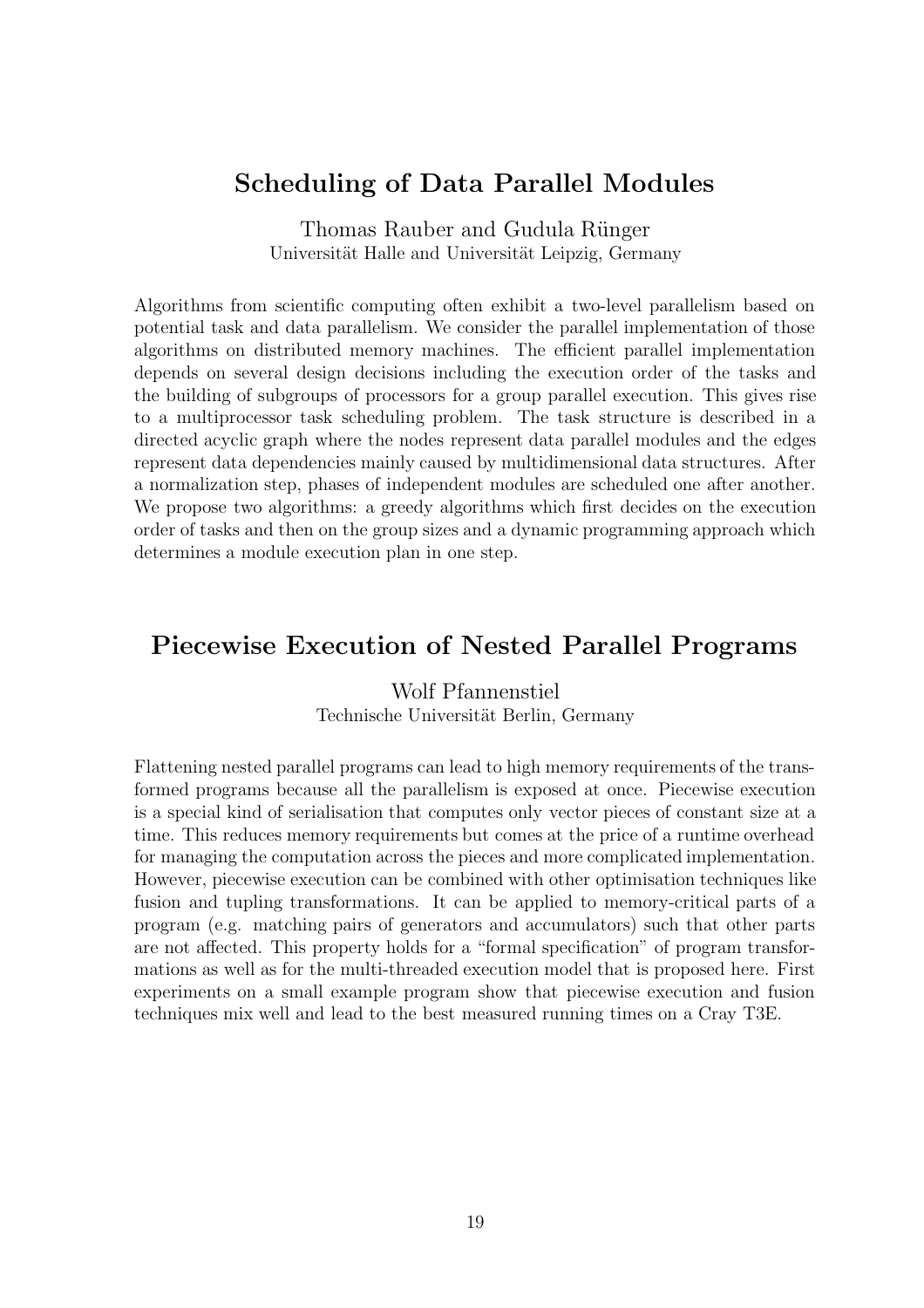## Scheduling of Data Parallel Modules

Thomas Rauber and Gudula Rünger
Universität Halle and Universität Leipzig, Germany

Algorithms from scientific computing often exhibit a two-level parallelism based on potential task and data parallelism. We consider the parallel implementation of those algorithms on distributed memory machines. The efficient parallel implementation depends on several design decisions including the execution order of the tasks and the building of subgroups of processors for a group parallel execution. This gives rise to a multiprocessor task scheduling problem. The task structure is described in a directed acyclic graph where the nodes represent data parallel modules and the edges represent data dependencies mainly caused by multidimensional data structures. After a normalization step, phases of independent modules are scheduled one after another. We propose two algorithms: a greedy algorithms which first decides on the execution order of tasks and then on the group sizes and a dynamic programming approach which determines a module execution plan in one step.

## Piecewise Execution of Nested Parallel Programs

Wolf Pfannenstiel
Technische Universität Berlin, Germany

Flattening nested parallel programs can lead to high memory requirements of the transformed programs because all the parallelism is exposed at once. Piecewise execution is a special kind of serialisation that computes only vector pieces of constant size at a time. This reduces memory requirements but comes at the price of a runtime overhead for managing the computation across the pieces and more complicated implementation. However, piecewise execution can be combined with other optimisation techniques like fusion and tupling transformations. It can be applied to memory-critical parts of a program (e.g. matching pairs of generators and accumulators) such that other parts are not affected. This property holds for a "formal specification" of program transformations as well as for the multi-threaded execution model that is proposed here. First experiments on a small example program show that piecewise execution and fusion techniques mix well and lead to the best measured running times on a Cray T3E.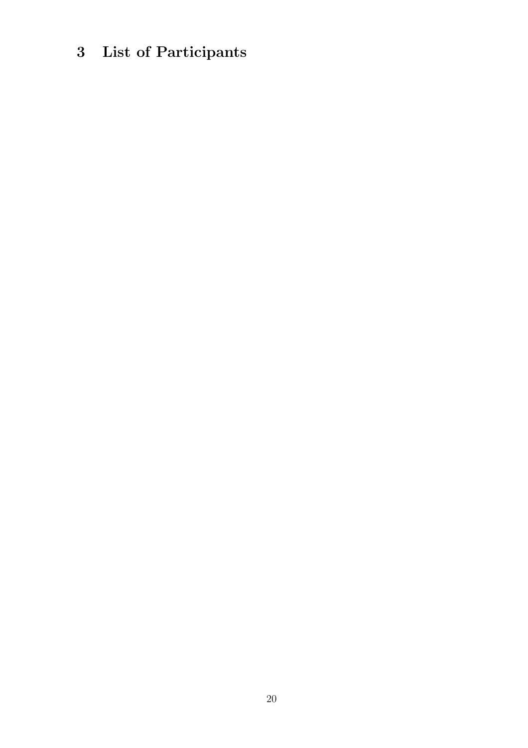# 3 List of Participants